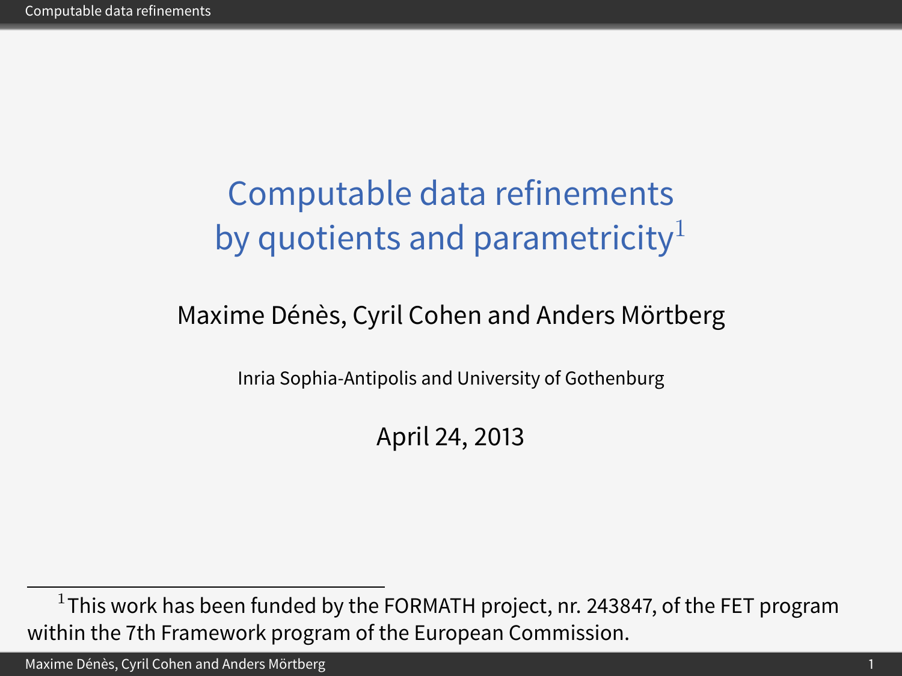# Computable data refinements by quotients and parametricity[1]

Maxime Dénès, Cyril Cohen and Anders Mörtberg

Inria Sophia-Antipolis and University of Gothenburg

April 24, 2013

[1] This work has been funded by the FORMATH project, nr. 243847, of the FET program within the 7th Framework program of the European Commission.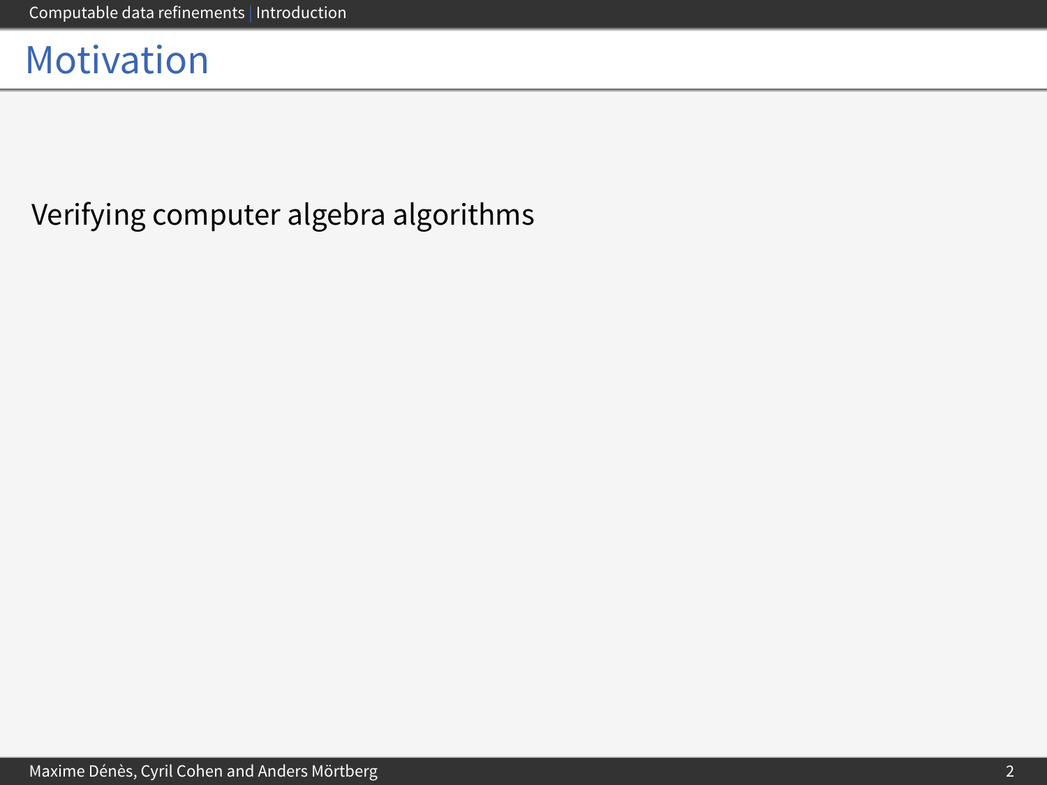# Motivation

Verifying computer algebra algorithms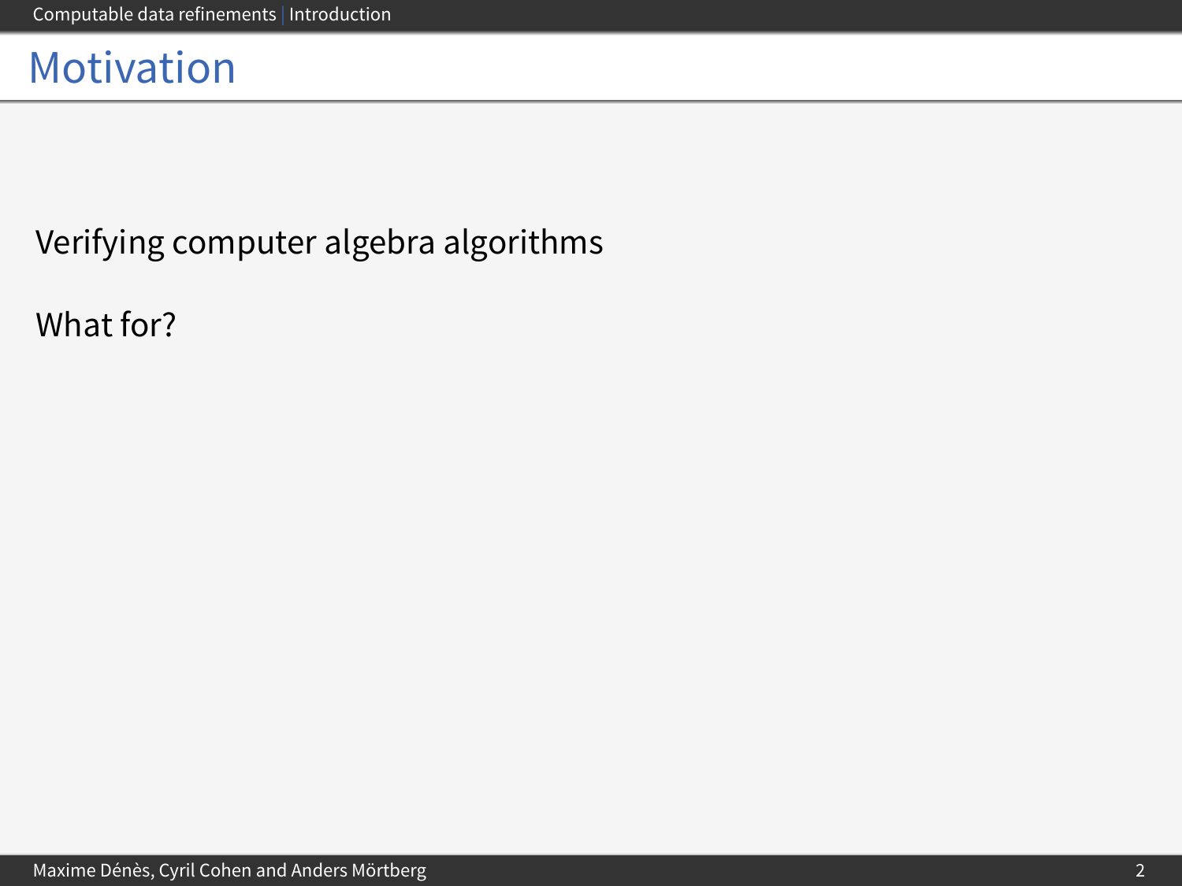# Motivation

Verifying computer algebra algorithms

What for?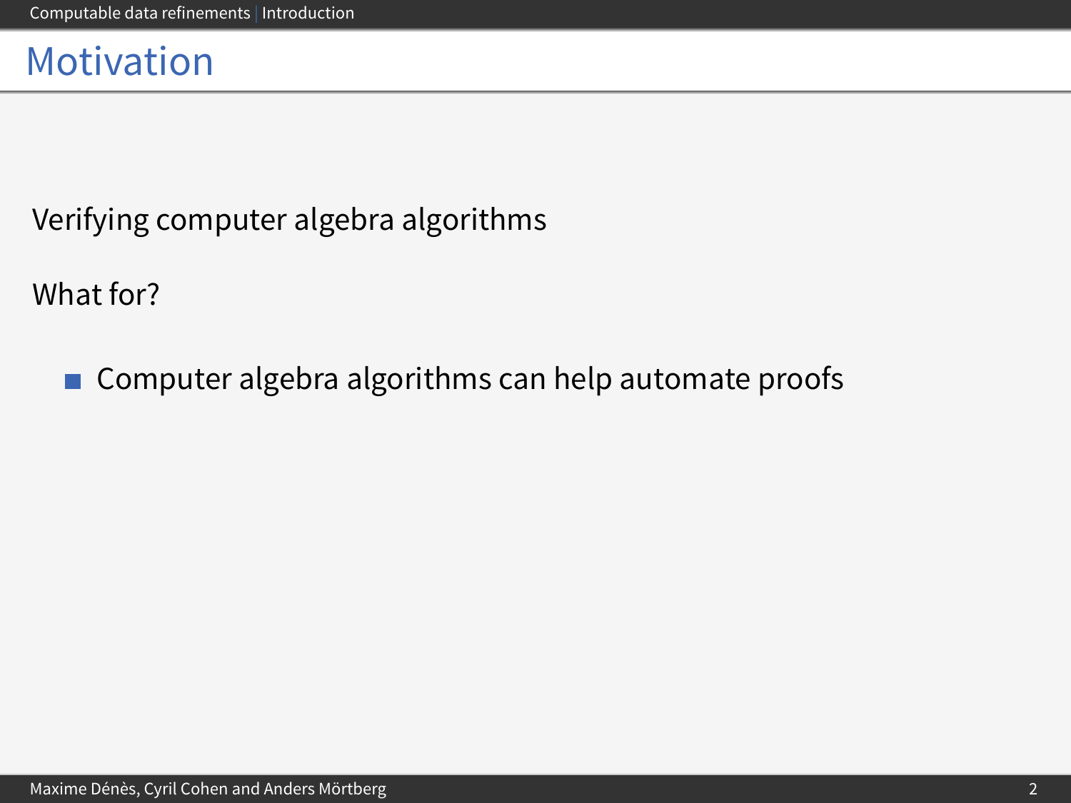# Motivation

Verifying computer algebra algorithms

What for?

- Computer algebra algorithms can help automate proofs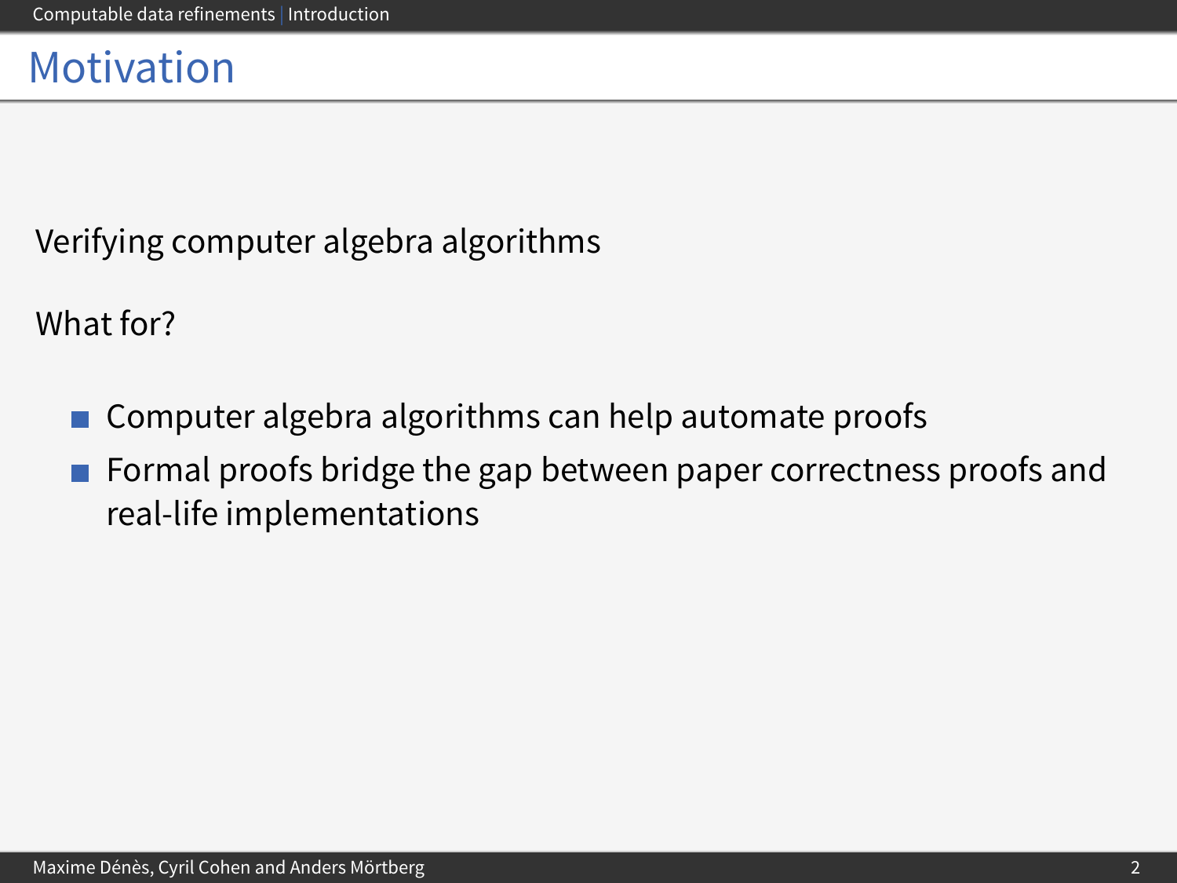# Motivation

Verifying computer algebra algorithms

What for?

- Computer algebra algorithms can help automate proofs
- Formal proofs bridge the gap between paper correctness proofs and real-life implementations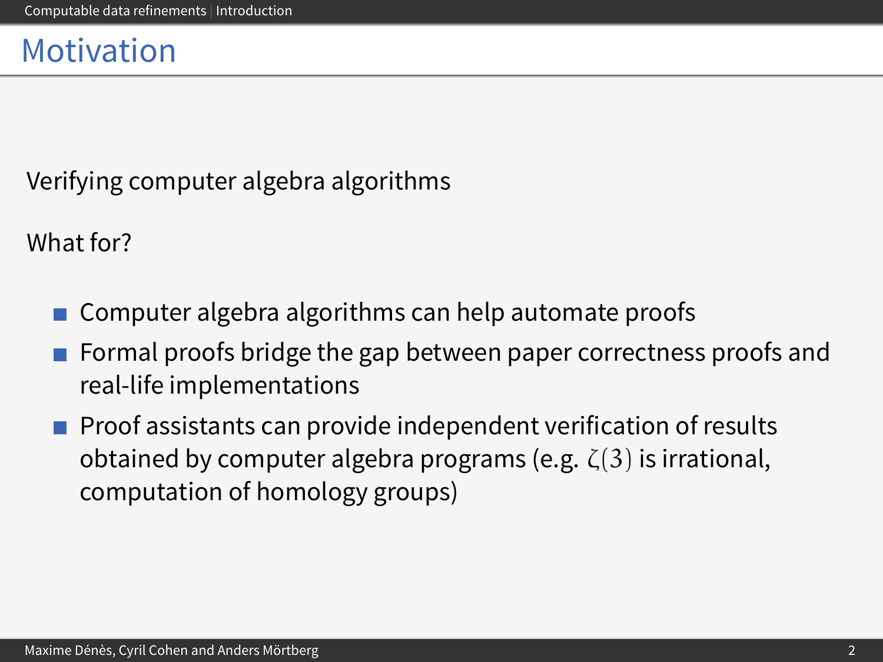# Motivation

Verifying computer algebra algorithms

What for?

- Computer algebra algorithms can help automate proofs
- Formal proofs bridge the gap between paper correctness proofs and real-life implementations
- Proof assistants can provide independent verification of results obtained by computer algebra programs (e.g. $\zeta(3)$ is irrational, computation of homology groups)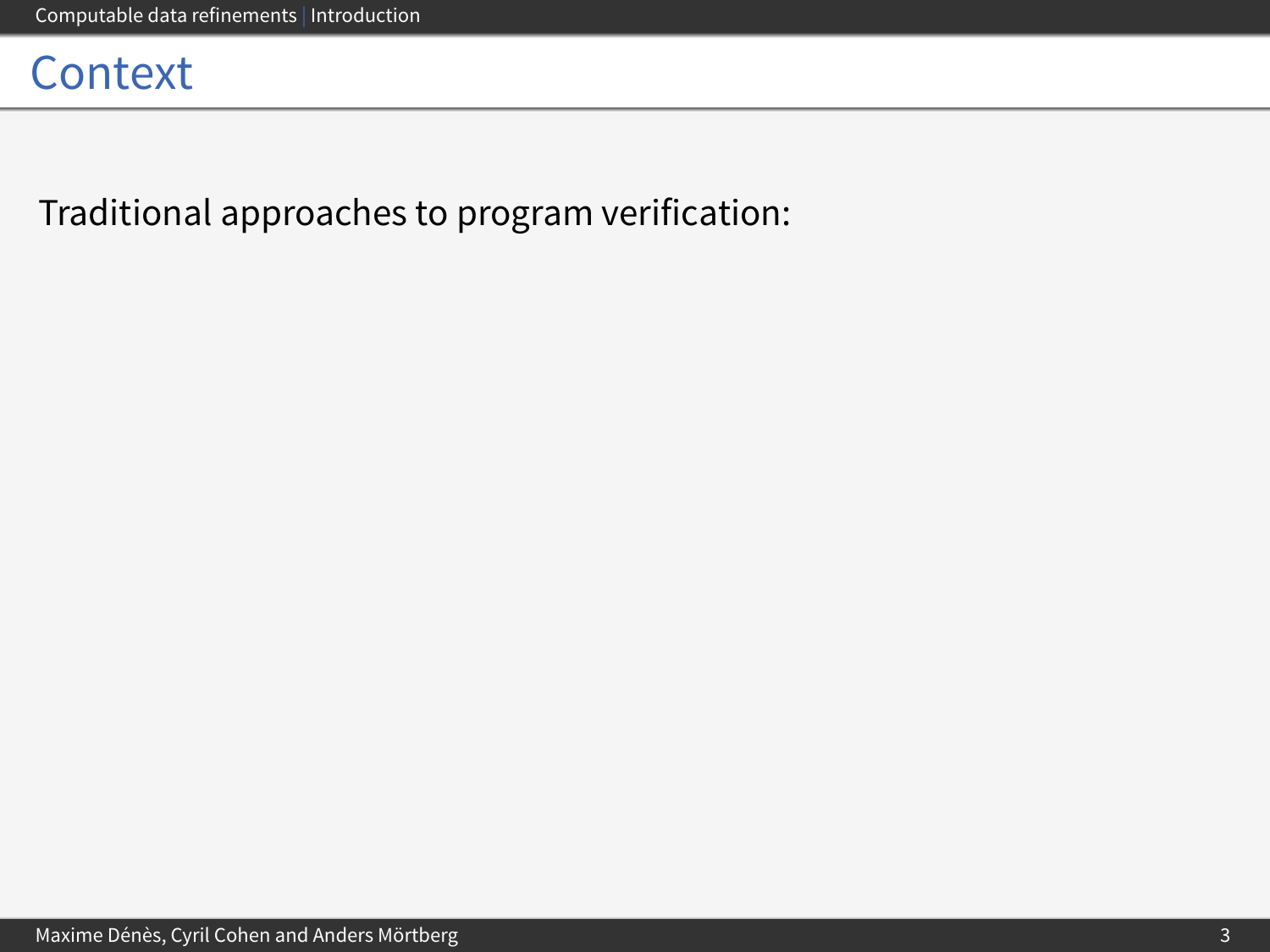# Context

Traditional approaches to program verification: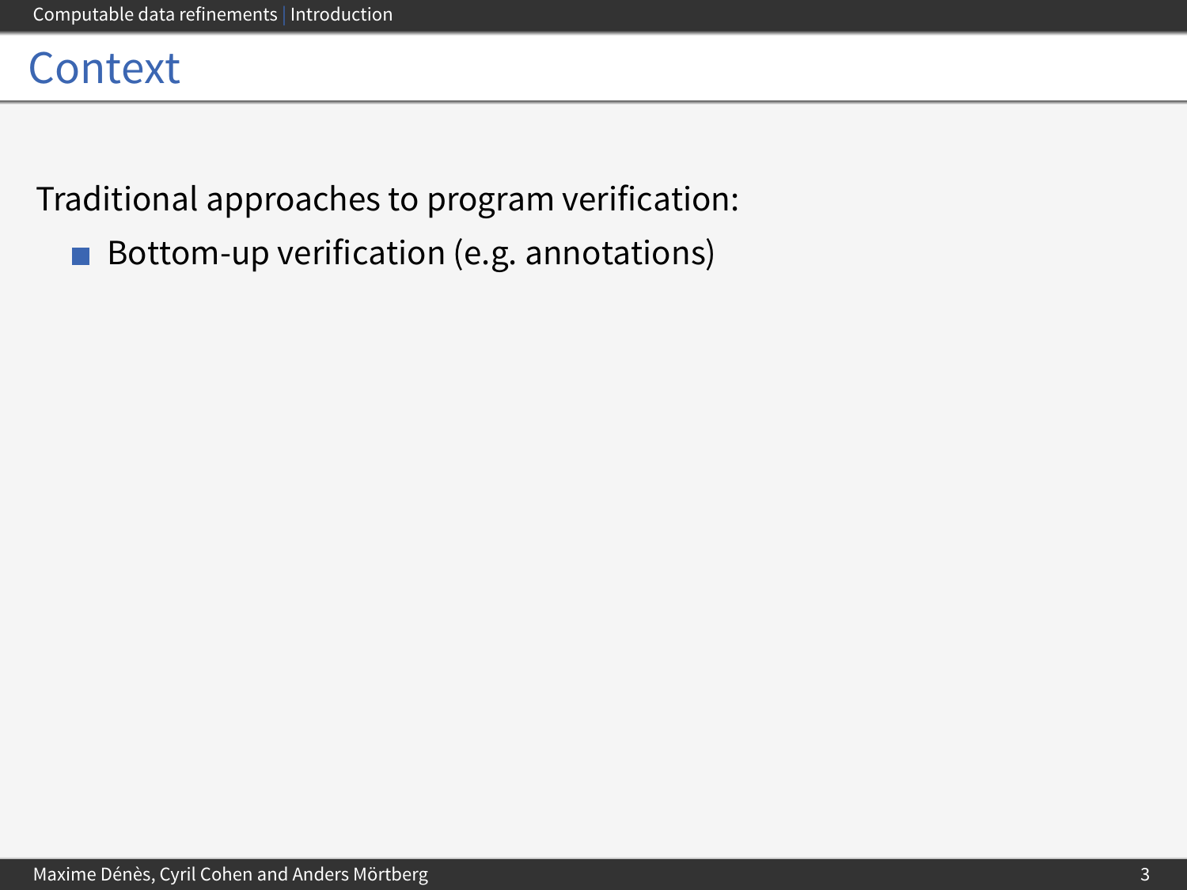# Context

Traditional approaches to program verification:

- Bottom-up verification (e.g. annotations)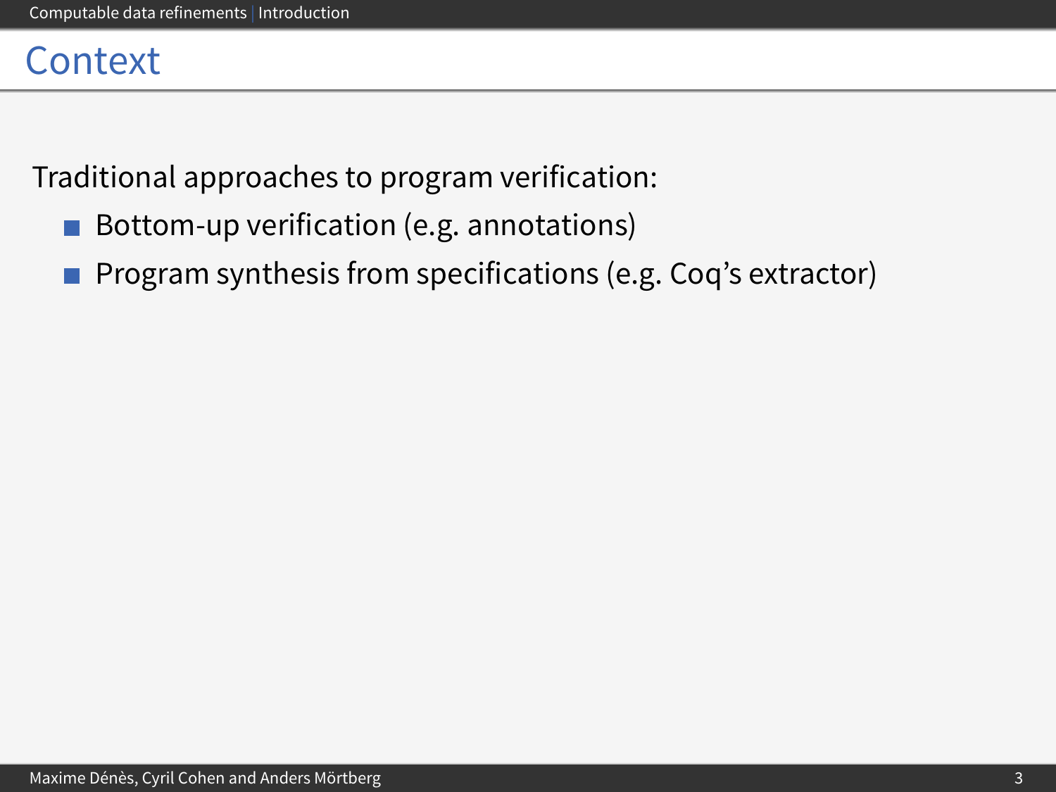# Context

Traditional approaches to program verification:

- Bottom-up verification (e.g. annotations)
- Program synthesis from specifications (e.g. Coq's extractor)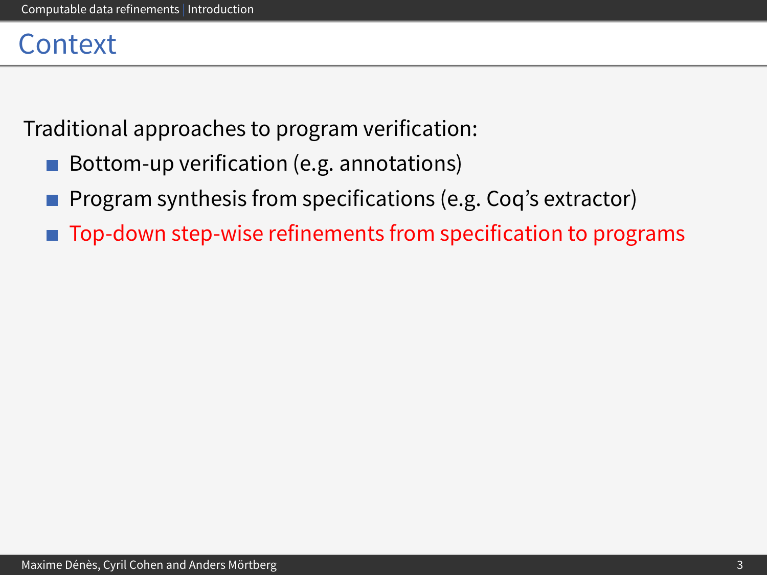# Context

Traditional approaches to program verification:

- Bottom-up verification (e.g. annotations)
- Program synthesis from specifications (e.g. Coq's extractor)
- Top-down step-wise refinements from specification to programs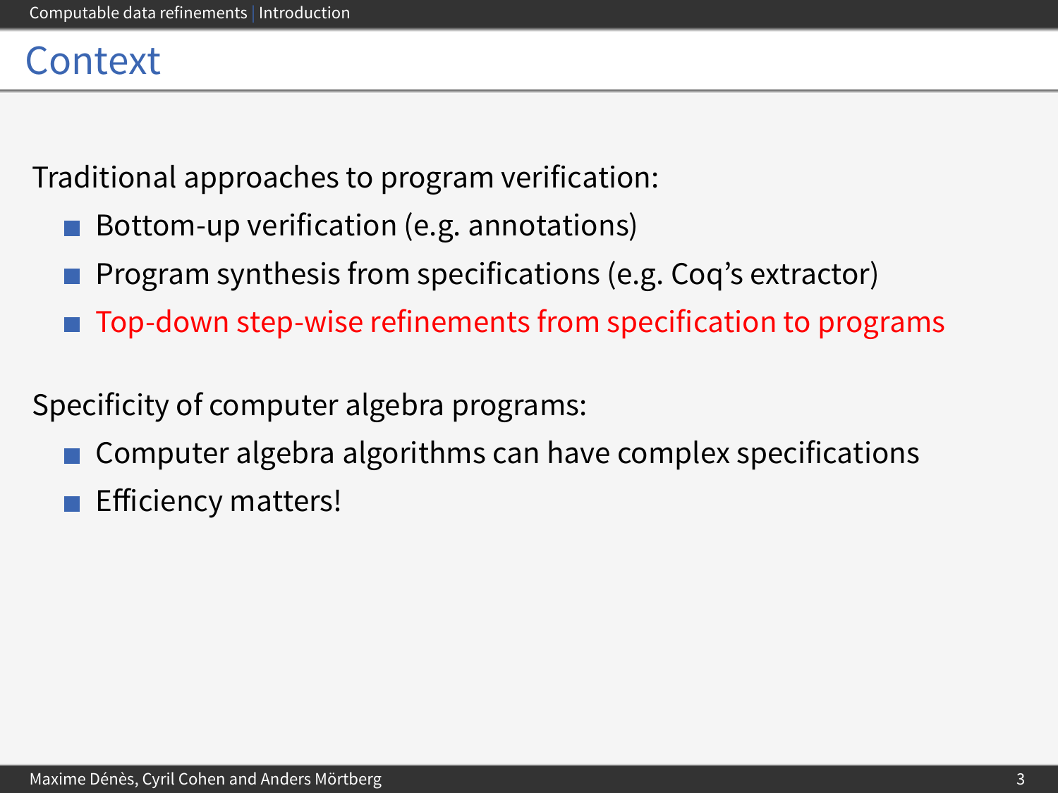# Context

Traditional approaches to program verification:

- Bottom-up verification (e.g. annotations)
- Program synthesis from specifications (e.g. Coq's extractor)
- Top-down step-wise refinements from specification to programs

Specificity of computer algebra programs:

- Computer algebra algorithms can have complex specifications
- Efficiency matters!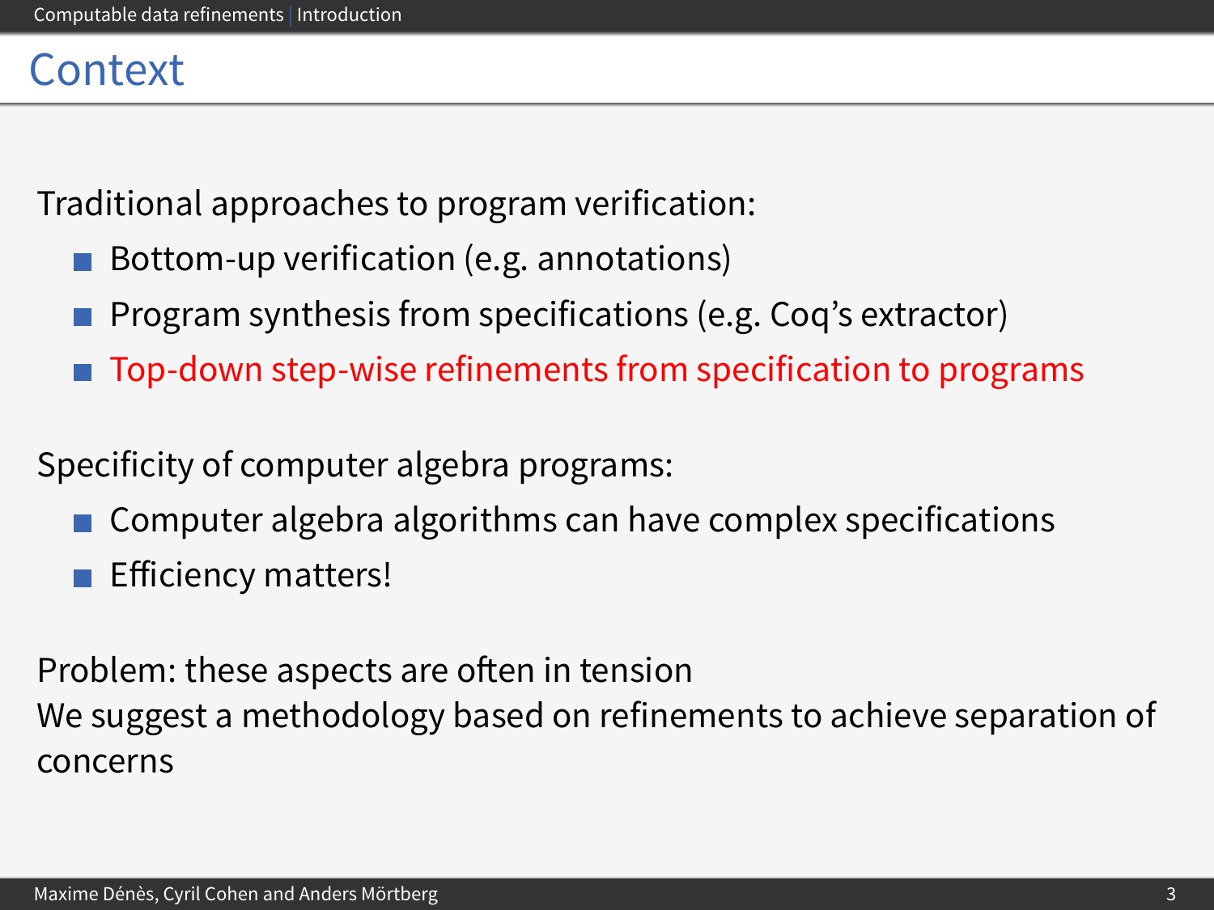# Context

Traditional approaches to program verification:

- Bottom-up verification (e.g. annotations)
- Program synthesis from specifications (e.g. Coq's extractor)
- Top-down step-wise refinements from specification to programs

Specificity of computer algebra programs:

- Computer algebra algorithms can have complex specifications
- Efficiency matters!

Problem: these aspects are often in tension
We suggest a methodology based on refinements to achieve separation of concerns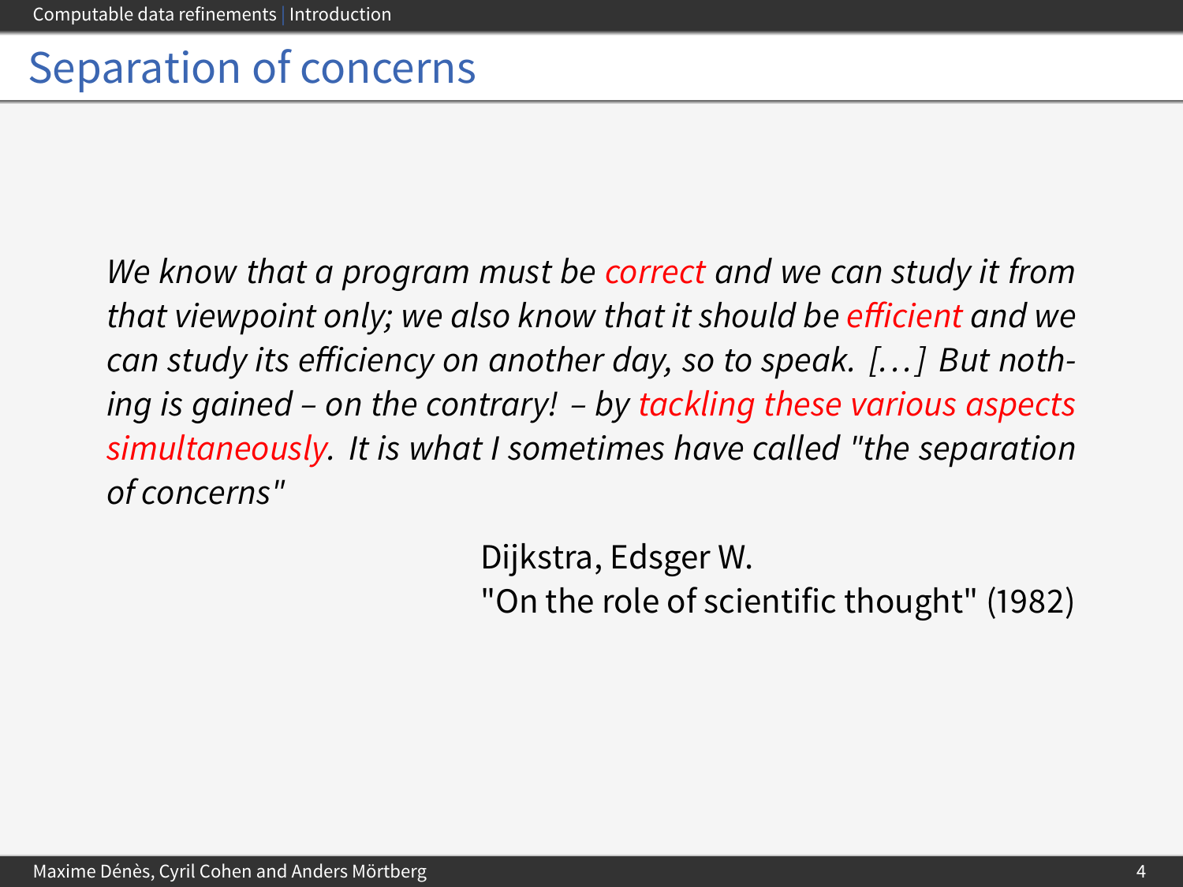# Separation of concerns

*We know that a program must be correct and we can study it from that viewpoint only; we also know that it should be efficient and we can study its efficiency on another day, so to speak. [...] But nothing is gained – on the contrary! – by tackling these various aspects simultaneously. It is what I sometimes have called "the separation of concerns"*

Dijkstra, Edsger W.
"On the role of scientific thought" (1982)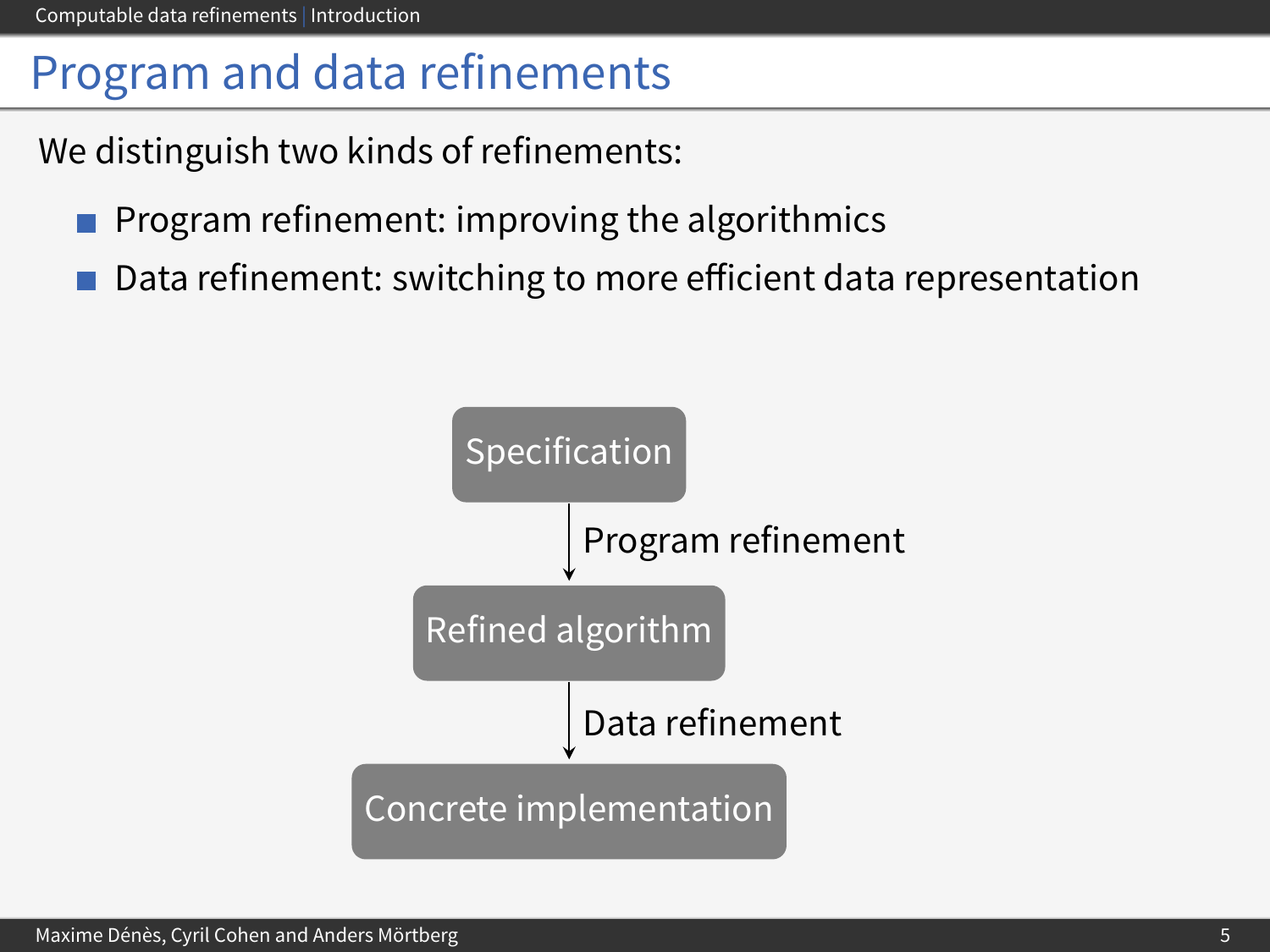# Program and data refinements

We distinguish two kinds of refinements:

- Program refinement: improving the algorithmics
- Data refinement: switching to more efficient data representation

Specification

↓ Program refinement

Refined algorithm

↓ Data refinement

Concrete implementation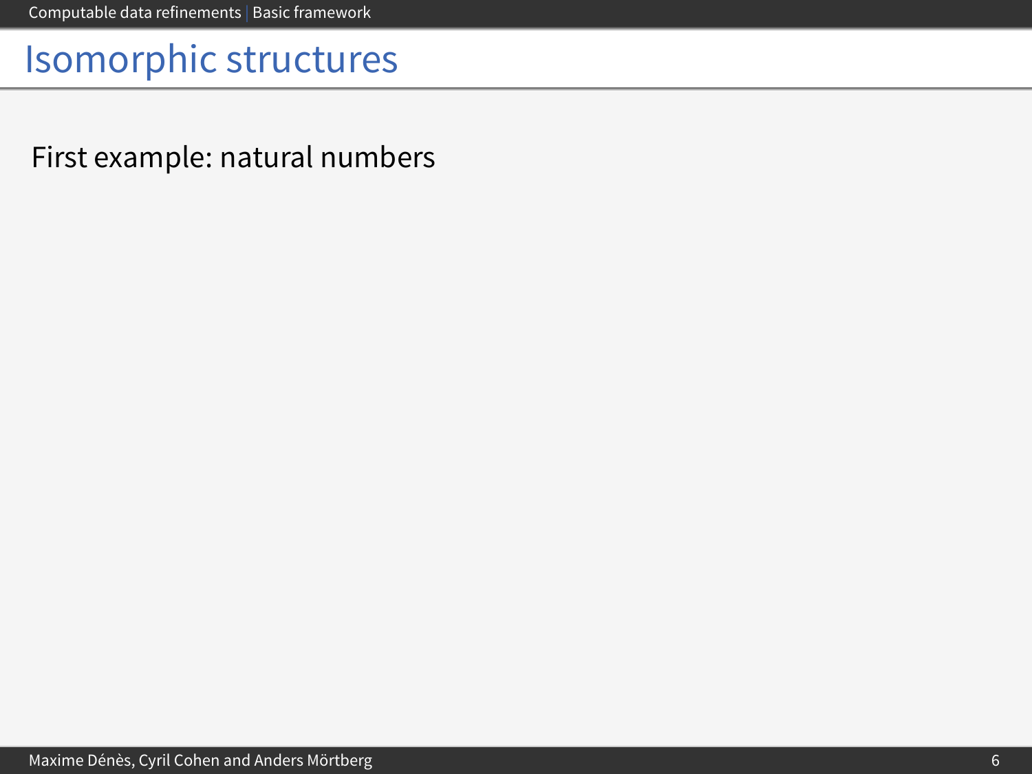# Isomorphic structures

First example: natural numbers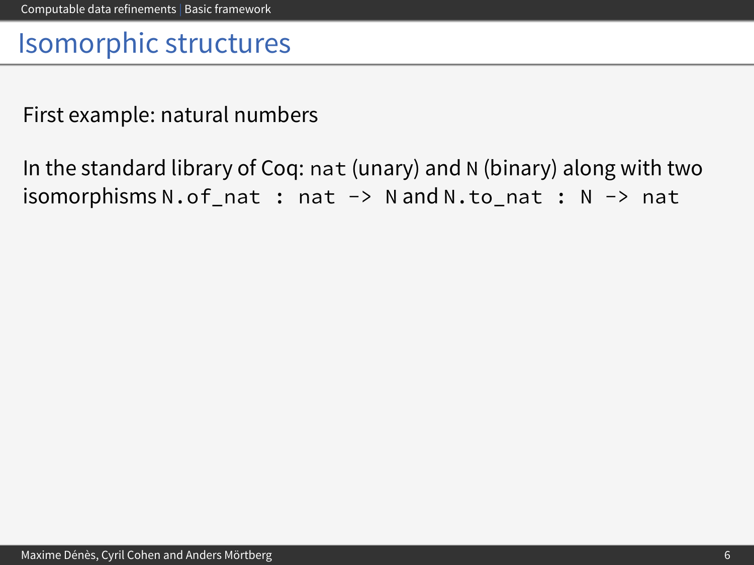# Isomorphic structures

First example: natural numbers

In the standard library of Coq: `nat` (unary) and `N` (binary) along with two isomorphisms `N.of_nat : nat -> N` and `N.to_nat : N -> nat`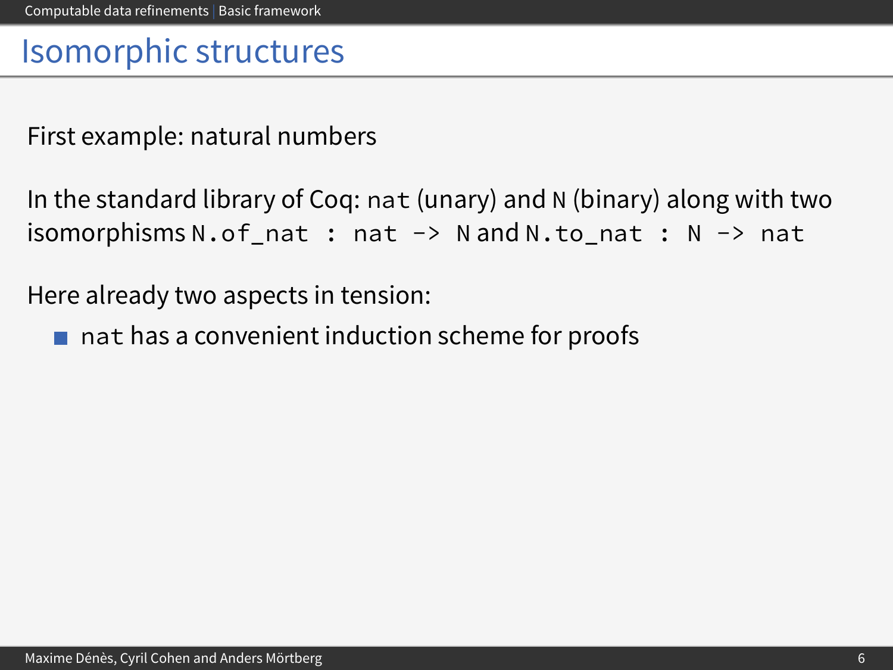# Isomorphic structures

First example: natural numbers

In the standard library of Coq: `nat` (unary) and `N` (binary) along with two isomorphisms `N.of_nat : nat -> N` and `N.to_nat : N -> nat`

Here already two aspects in tension:

- `nat` has a convenient induction scheme for proofs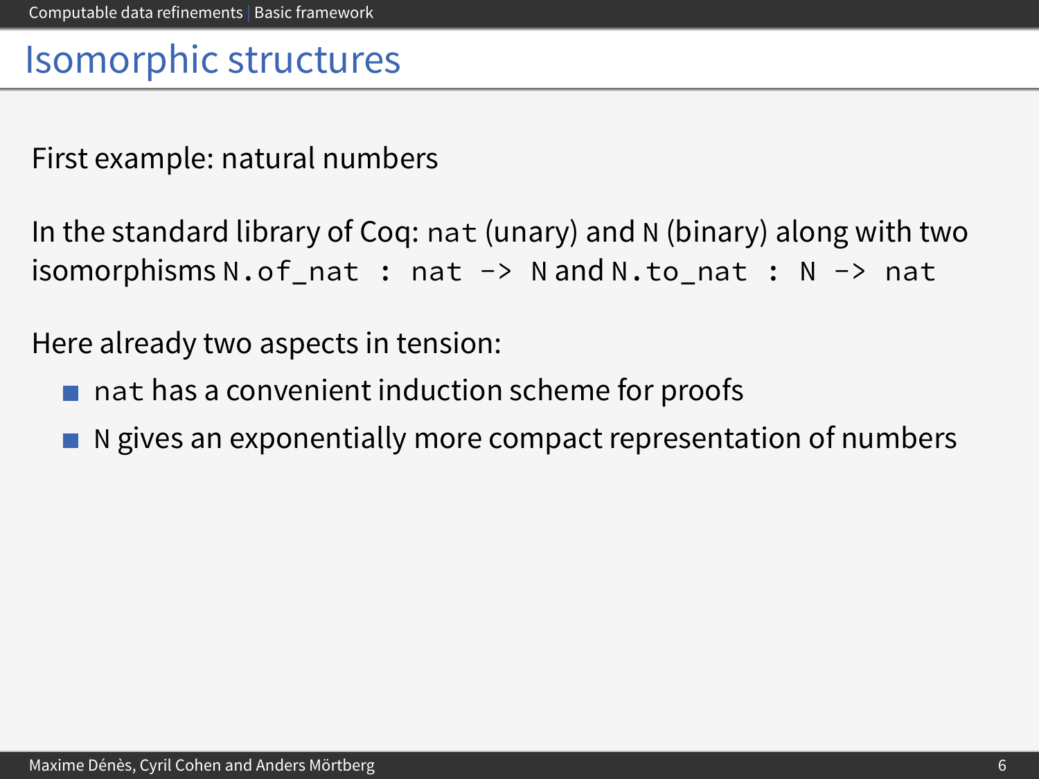# Isomorphic structures

First example: natural numbers

In the standard library of Coq: `nat` (unary) and `N` (binary) along with two isomorphisms `N.of_nat : nat -> N` and `N.to_nat : N -> nat`

Here already two aspects in tension:

- `nat` has a convenient induction scheme for proofs
- `N` gives an exponentially more compact representation of numbers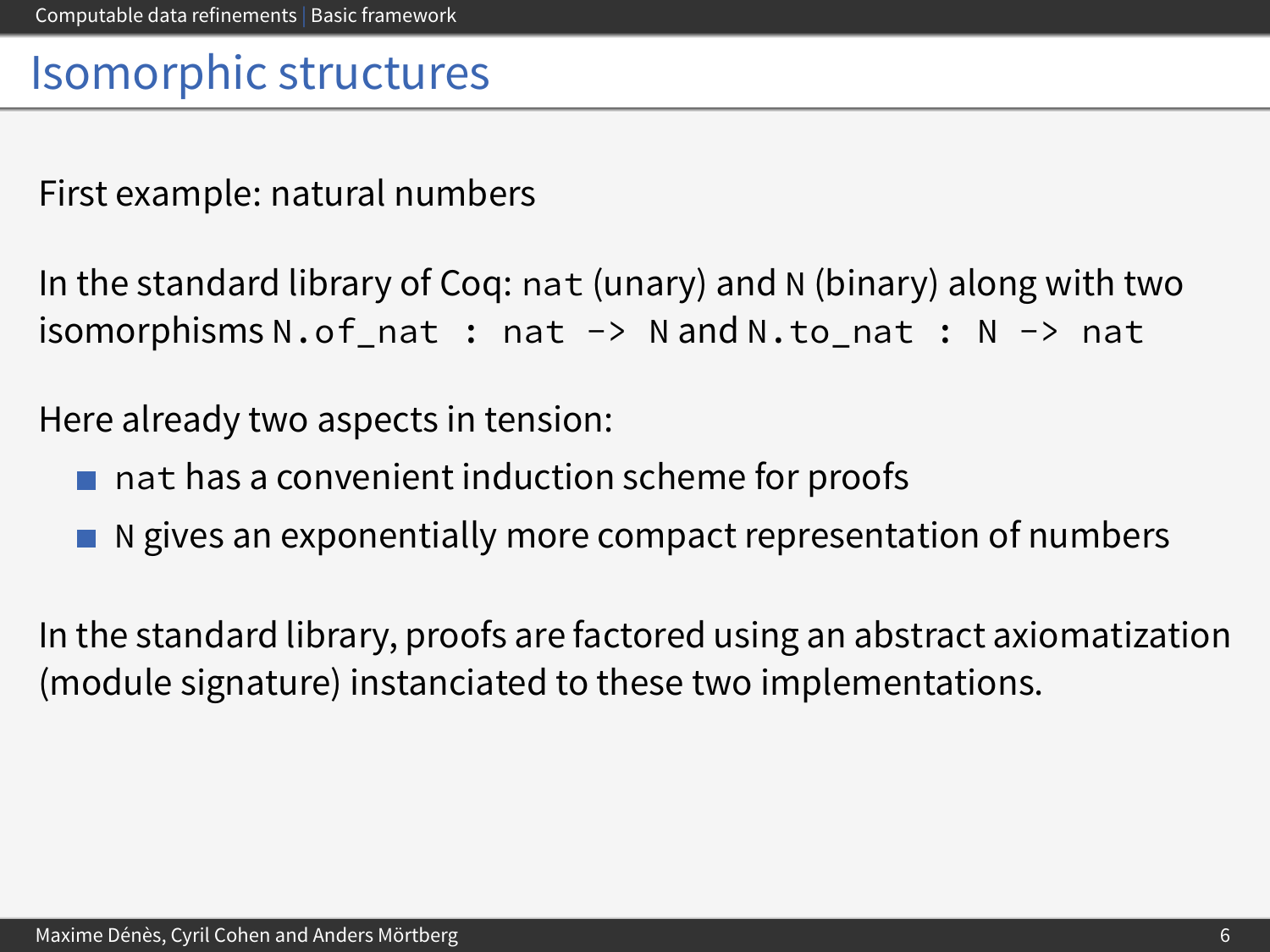# Isomorphic structures

First example: natural numbers

In the standard library of Coq: `nat` (unary) and `N` (binary) along with two isomorphisms `N.of_nat : nat -> N` and `N.to_nat : N -> nat`

Here already two aspects in tension:

- `nat` has a convenient induction scheme for proofs
- `N` gives an exponentially more compact representation of numbers

In the standard library, proofs are factored using an abstract axiomatization (module signature) instanciated to these two implementations.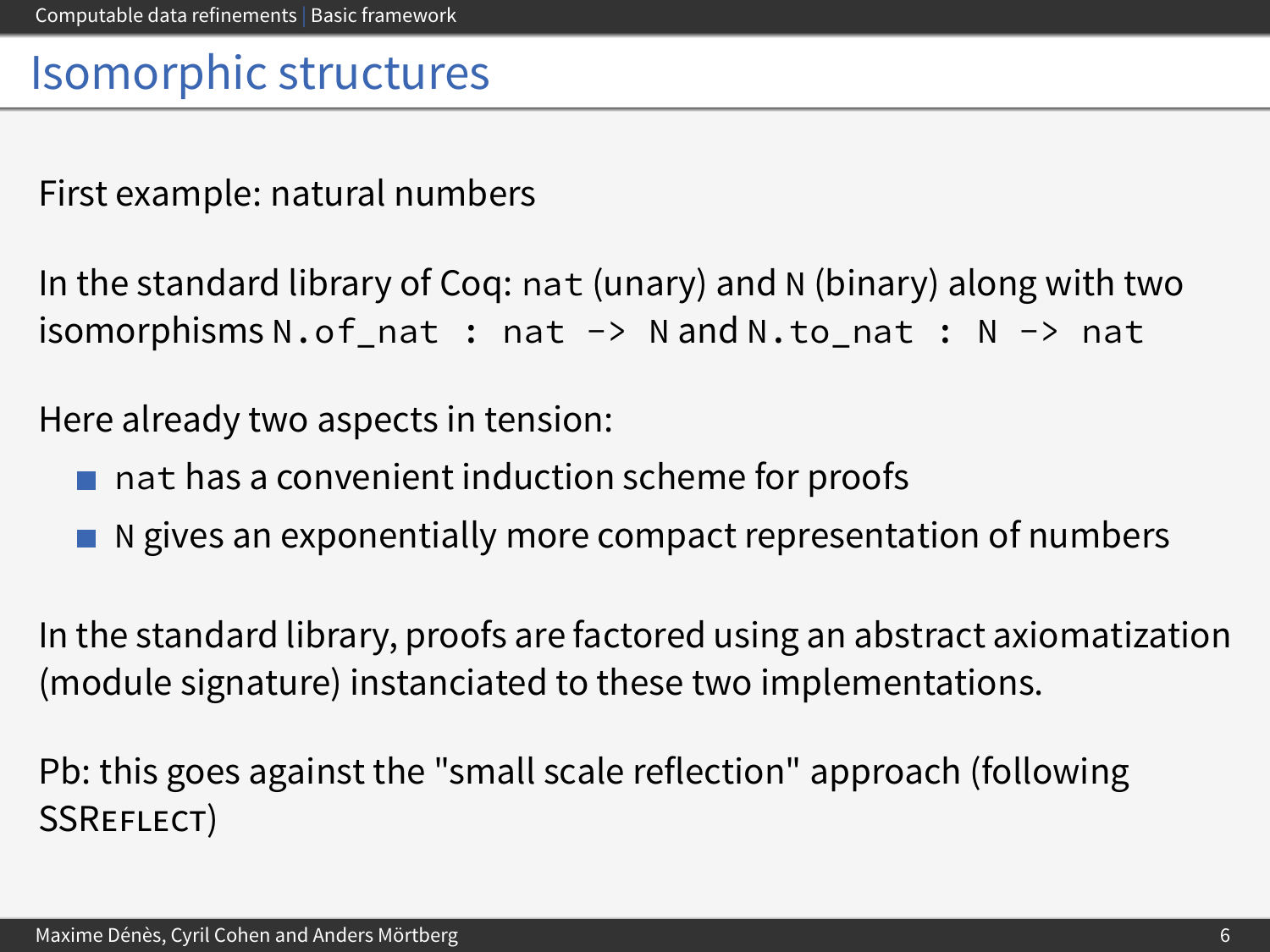# Isomorphic structures

First example: natural numbers

In the standard library of Coq: `nat` (unary) and `N` (binary) along with two isomorphisms `N.of_nat : nat -> N` and `N.to_nat : N -> nat`

Here already two aspects in tension:

- `nat` has a convenient induction scheme for proofs
- `N` gives an exponentially more compact representation of numbers

In the standard library, proofs are factored using an abstract axiomatization (module signature) instanciated to these two implementations.

Pb: this goes against the "small scale reflection" approach (following SSReflect)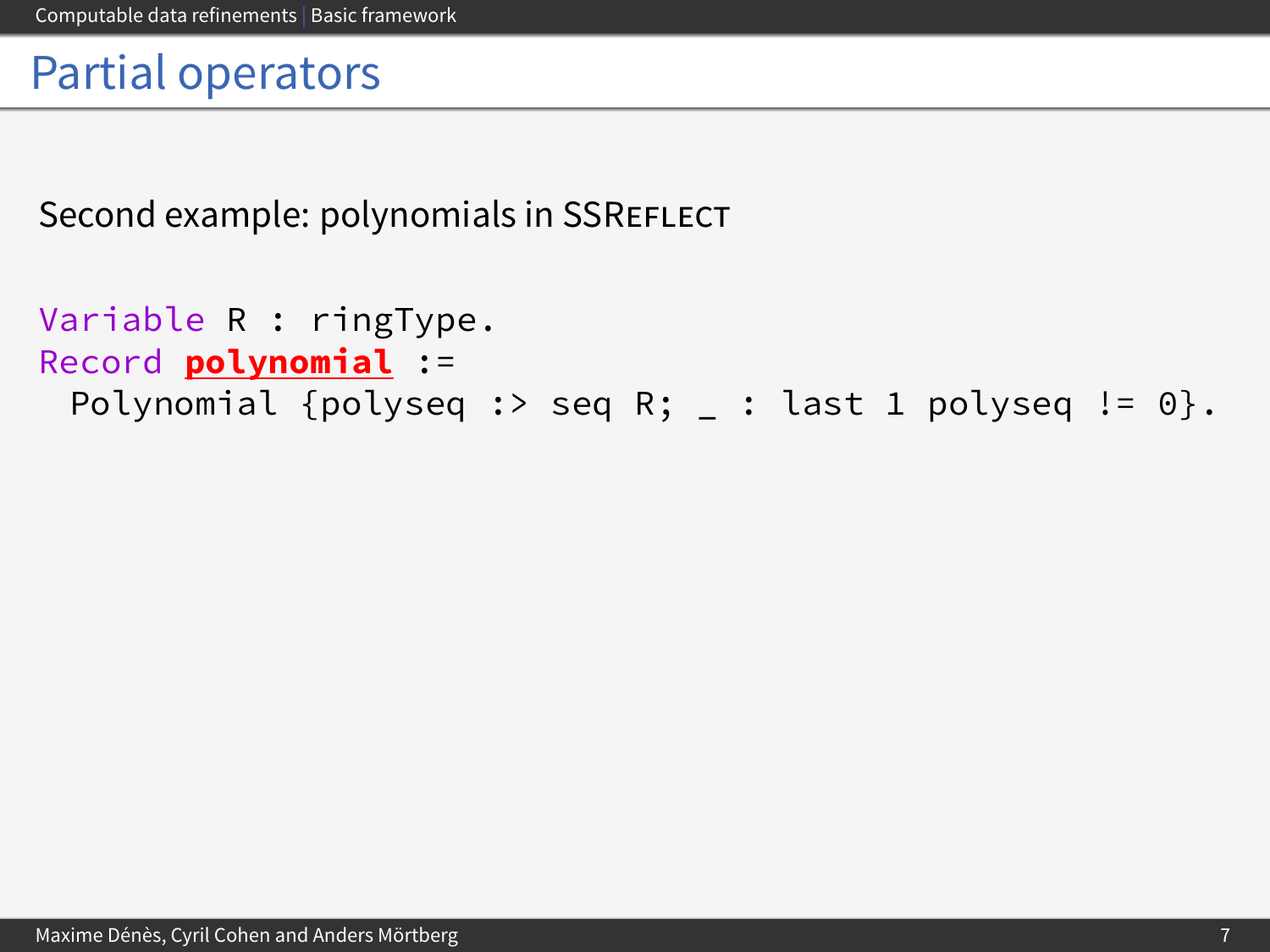# Partial operators

Second example: polynomials in SSReflect

```
Variable R : ringType.
Record polynomial :=
  Polynomial {polyseq :> seq R; _ : last 1 polyseq != 0}.
```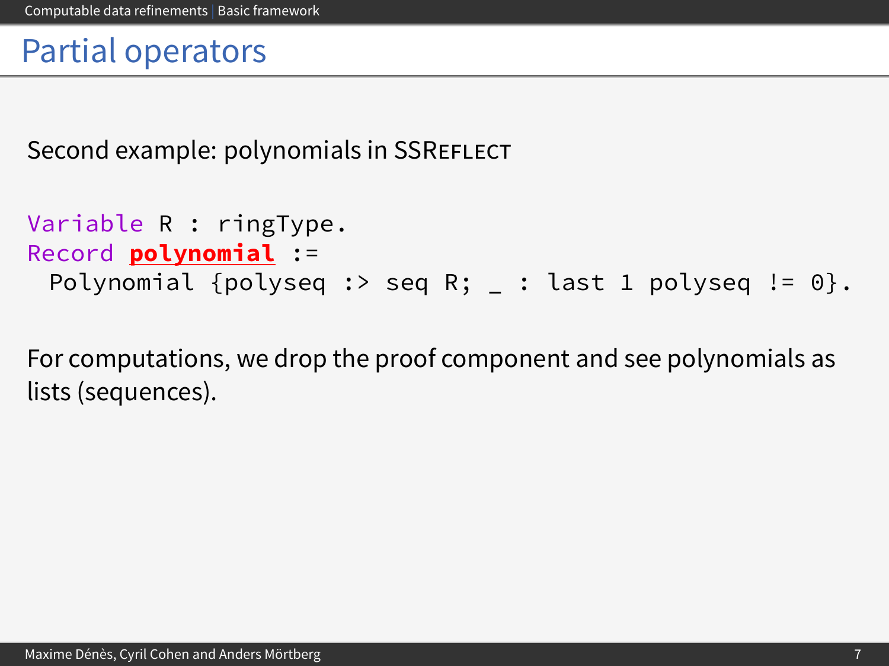# Partial operators

Second example: polynomials in SSReflect

```
Variable R : ringType.
Record polynomial :=
  Polynomial {polyseq :> seq R; _ : last 1 polyseq != 0}.
```

For computations, we drop the proof component and see polynomials as lists (sequences).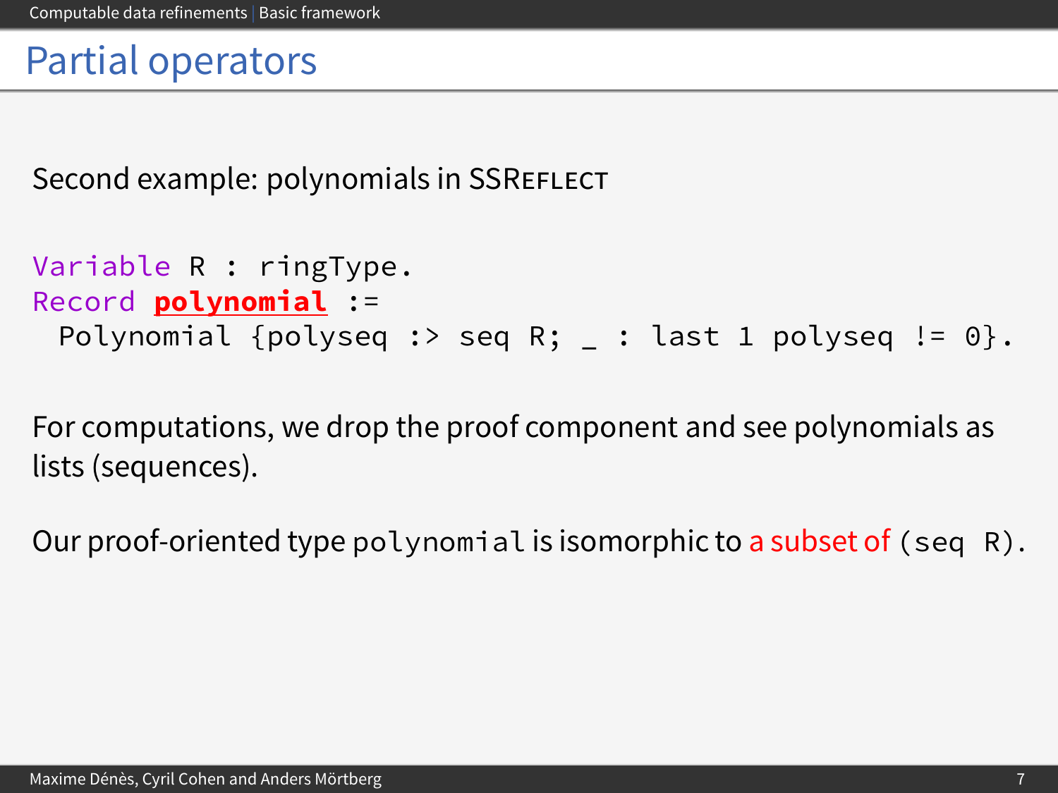# Partial operators

Second example: polynomials in SSReflect

```
Variable R : ringType.
Record polynomial :=
  Polynomial {polyseq :> seq R; _ : last 1 polyseq != 0}.
```

For computations, we drop the proof component and see polynomials as lists (sequences).

Our proof-oriented type `polynomial` is isomorphic to a subset of `(seq R)`.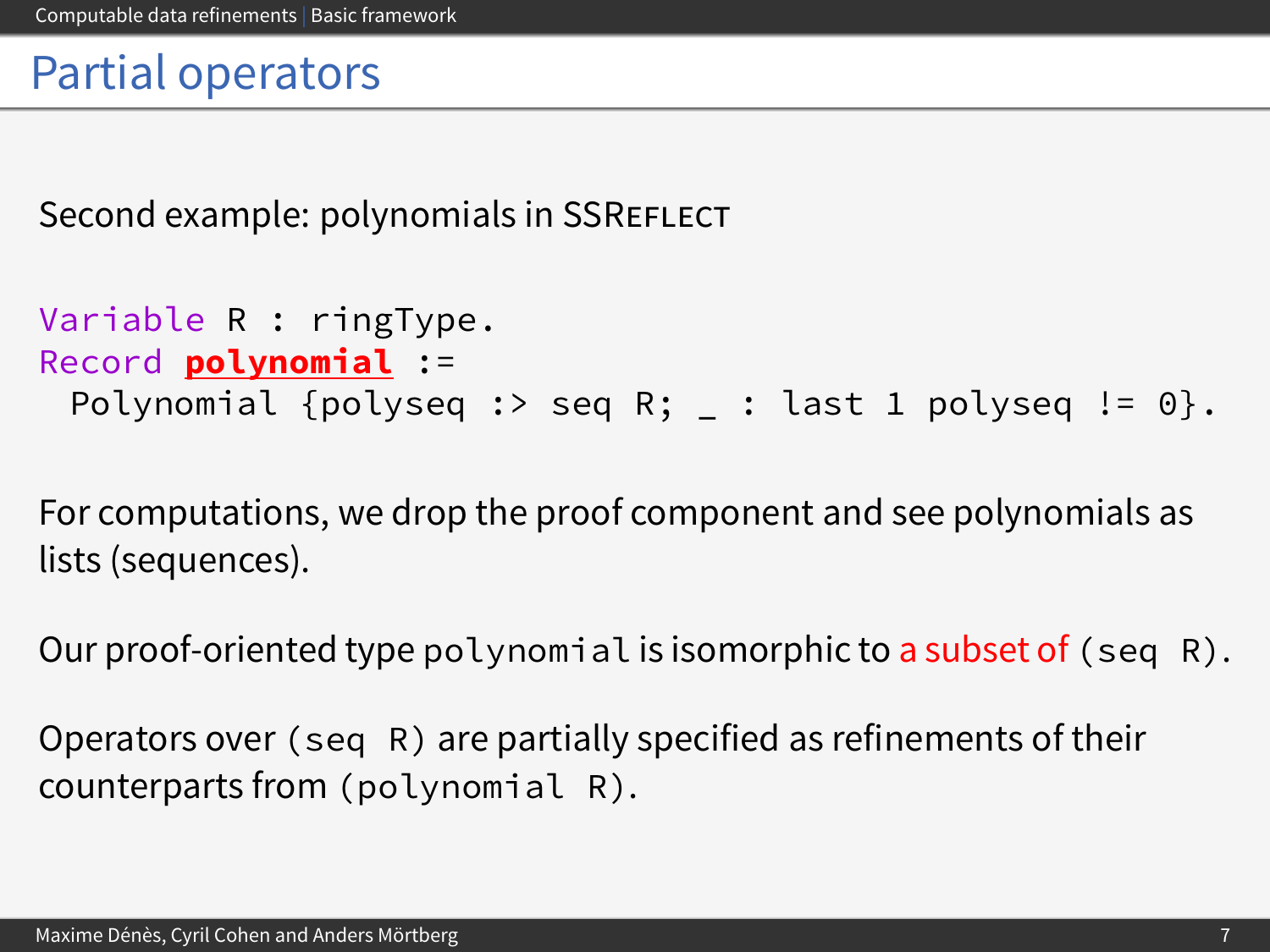# Partial operators

Second example: polynomials in SSReflect

```
Variable R : ringType.
Record polynomial :=
  Polynomial {polyseq :> seq R; _ : last 1 polyseq != 0}.
```

For computations, we drop the proof component and see polynomials as lists (sequences).

Our proof-oriented type `polynomial` is isomorphic to a subset of `(seq R)`.

Operators over `(seq R)` are partially specified as refinements of their counterparts from `(polynomial R)`.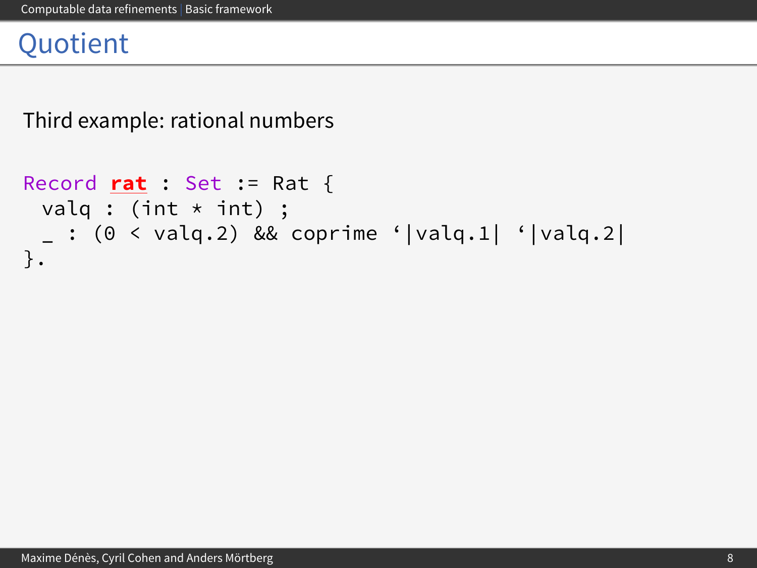# Quotient

Third example: rational numbers

```
Record rat : Set := Rat {
  valq : (int * int) ;
  _ : (0 < valq.2) && coprime `|valq.1| `|valq.2|
}.
```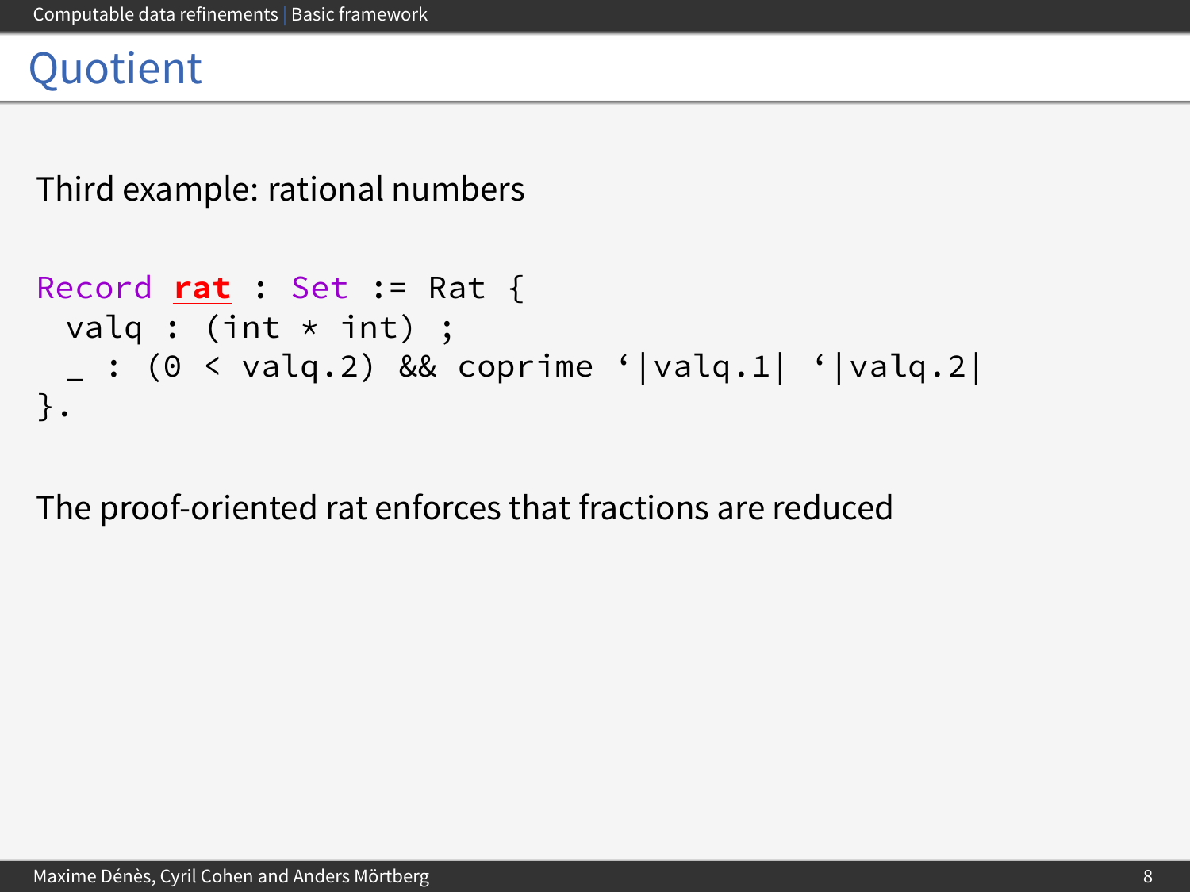# Quotient

Third example: rational numbers

```
Record rat : Set := Rat {
  valq : (int * int) ;
  _ : (0 < valq.2) && coprime `|valq.1| `|valq.2|
}.
```

The proof-oriented rat enforces that fractions are reduced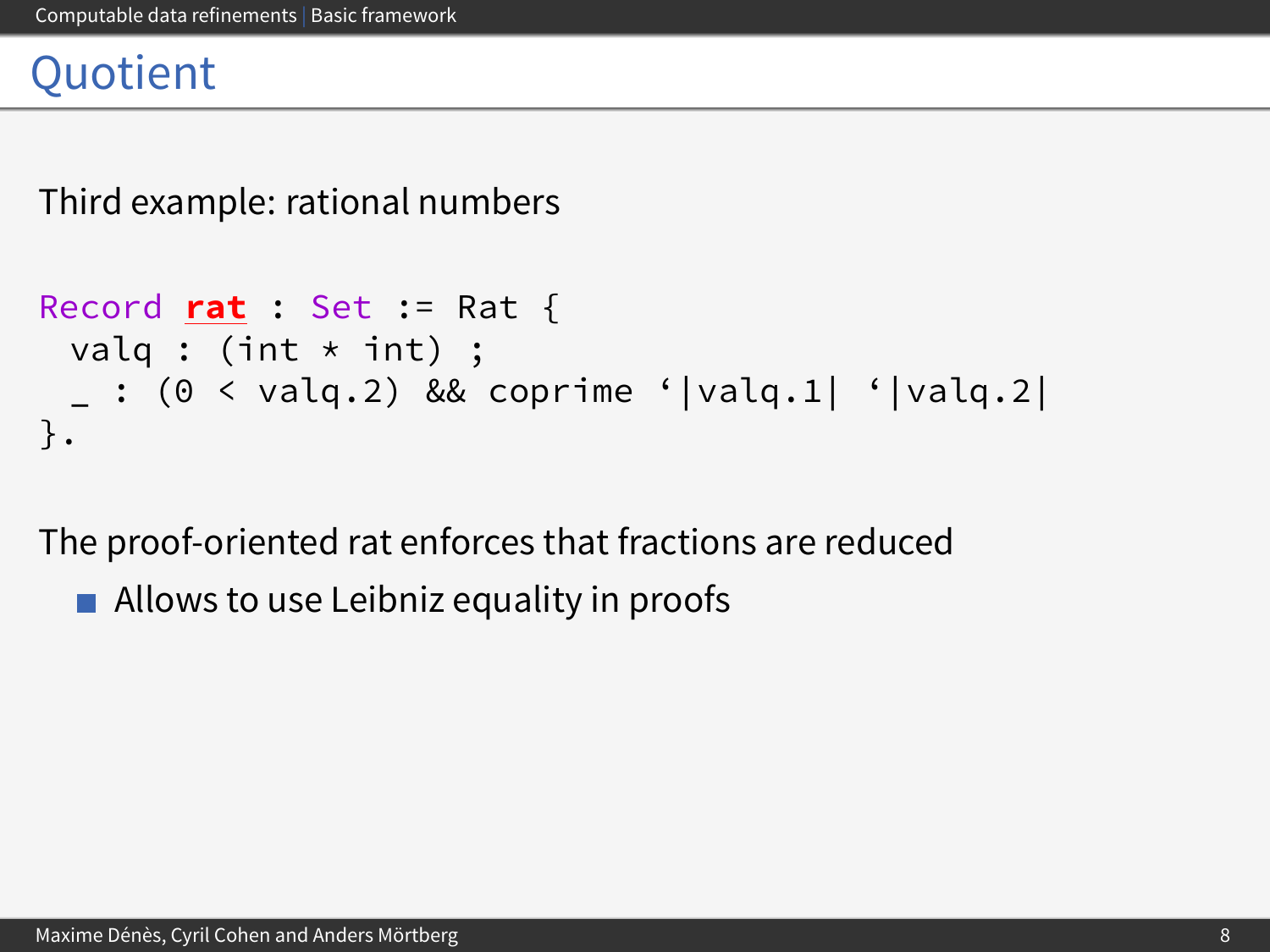# Quotient

Third example: rational numbers

```
Record rat : Set := Rat {
  valq : (int * int) ;
  _ : (0 < valq.2) && coprime `|valq.1| `|valq.2|
}.
```

The proof-oriented rat enforces that fractions are reduced

- Allows to use Leibniz equality in proofs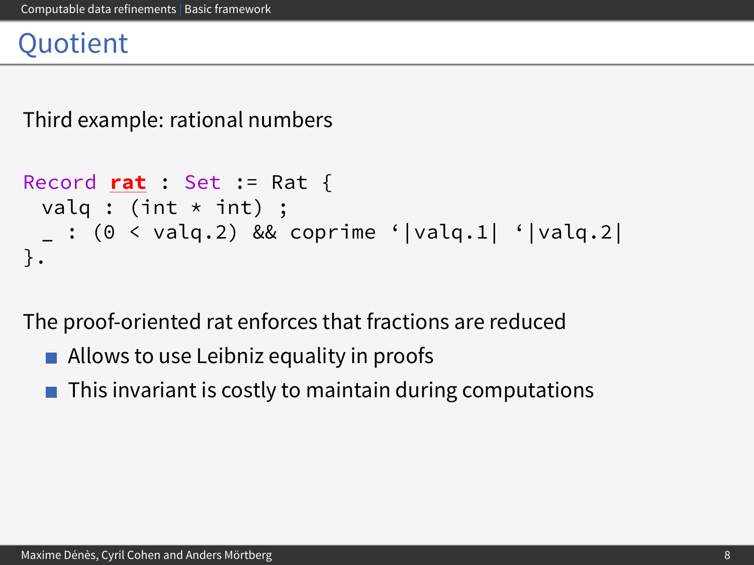# Quotient

Third example: rational numbers

```
Record rat : Set := Rat {
  valq : (int * int) ;
  _ : (0 < valq.2) && coprime `|valq.1| `|valq.2|
}.
```

The proof-oriented rat enforces that fractions are reduced

- Allows to use Leibniz equality in proofs
- This invariant is costly to maintain during computations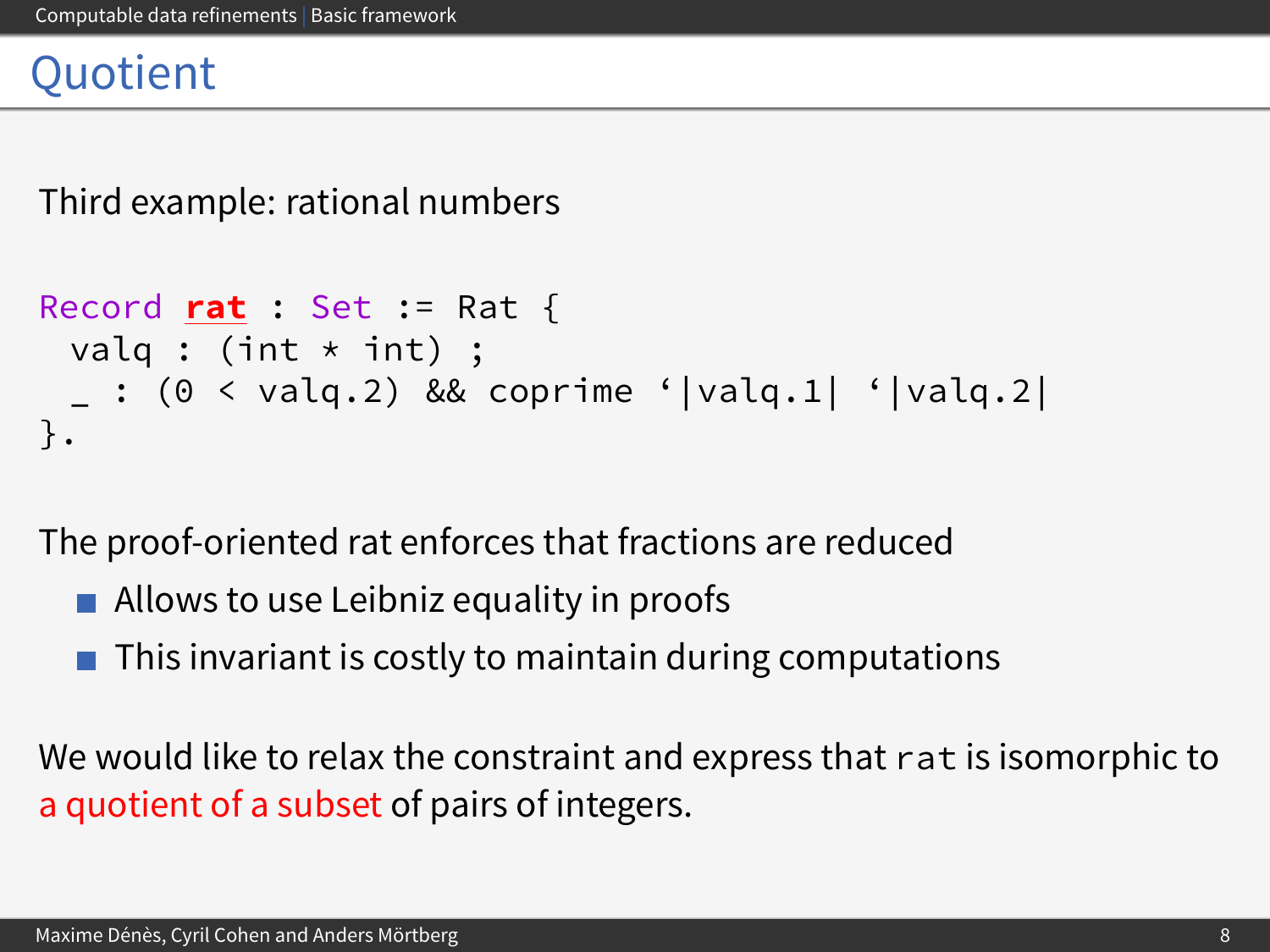# Quotient

Third example: rational numbers

```
Record rat : Set := Rat {
  valq : (int * int) ;
  _ : (0 < valq.2) && coprime `|valq.1| `|valq.2|
}.
```

The proof-oriented rat enforces that fractions are reduced

- Allows to use Leibniz equality in proofs
- This invariant is costly to maintain during computations

We would like to relax the constraint and express that `rat` is isomorphic to a quotient of a subset of pairs of integers.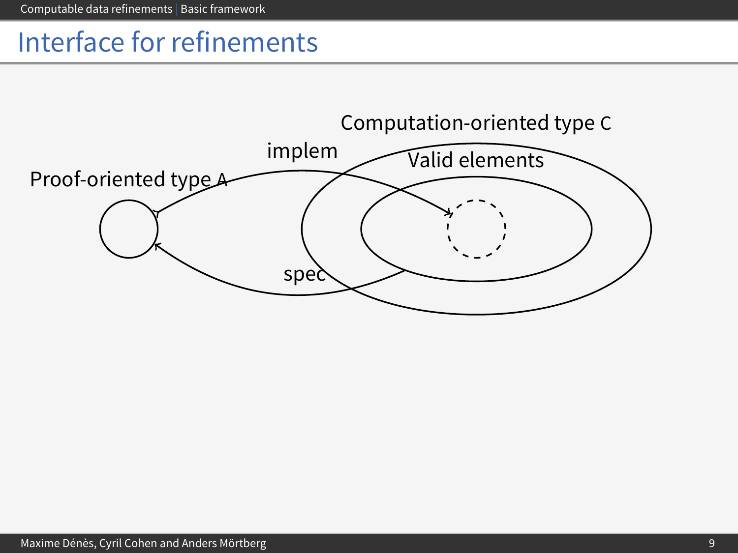# Interface for refinements

Computation-oriented type C

implem

Valid elements

Proof-oriented type A

spec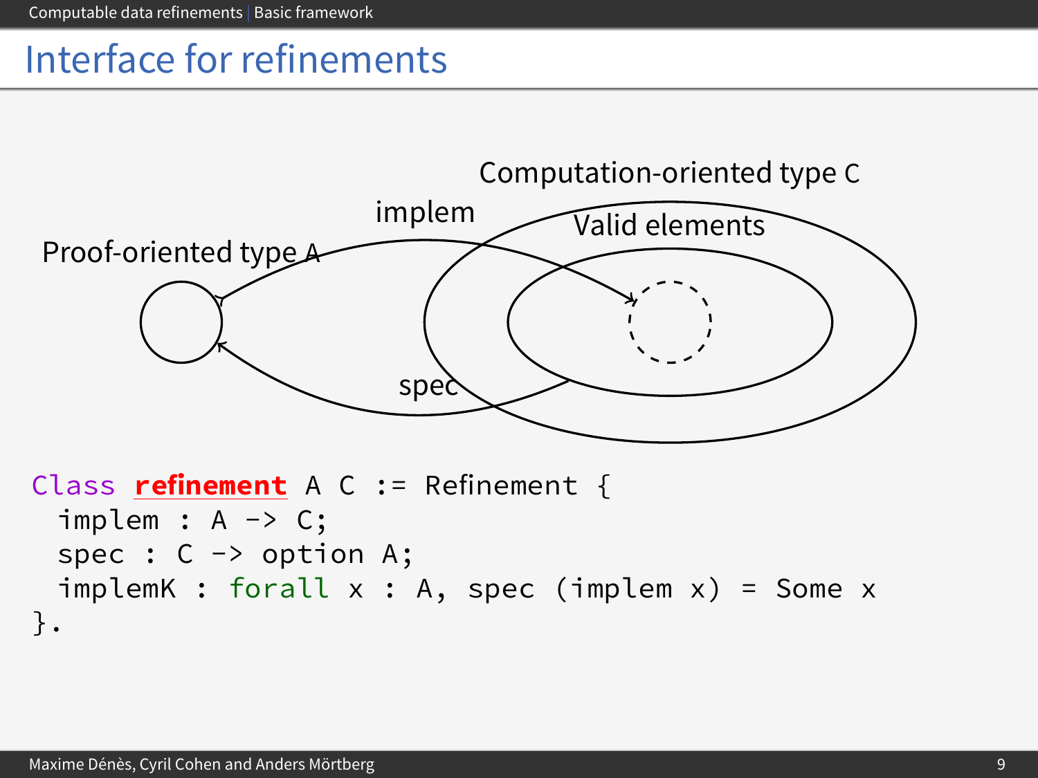# Interface for refinements

Computation-oriented type C

implem

Valid elements

Proof-oriented type A

spec

```
Class refinement A C := Refinement {
  implem : A -> C;
  spec : C -> option A;
  implemK : forall x : A, spec (implem x) = Some x
}.
```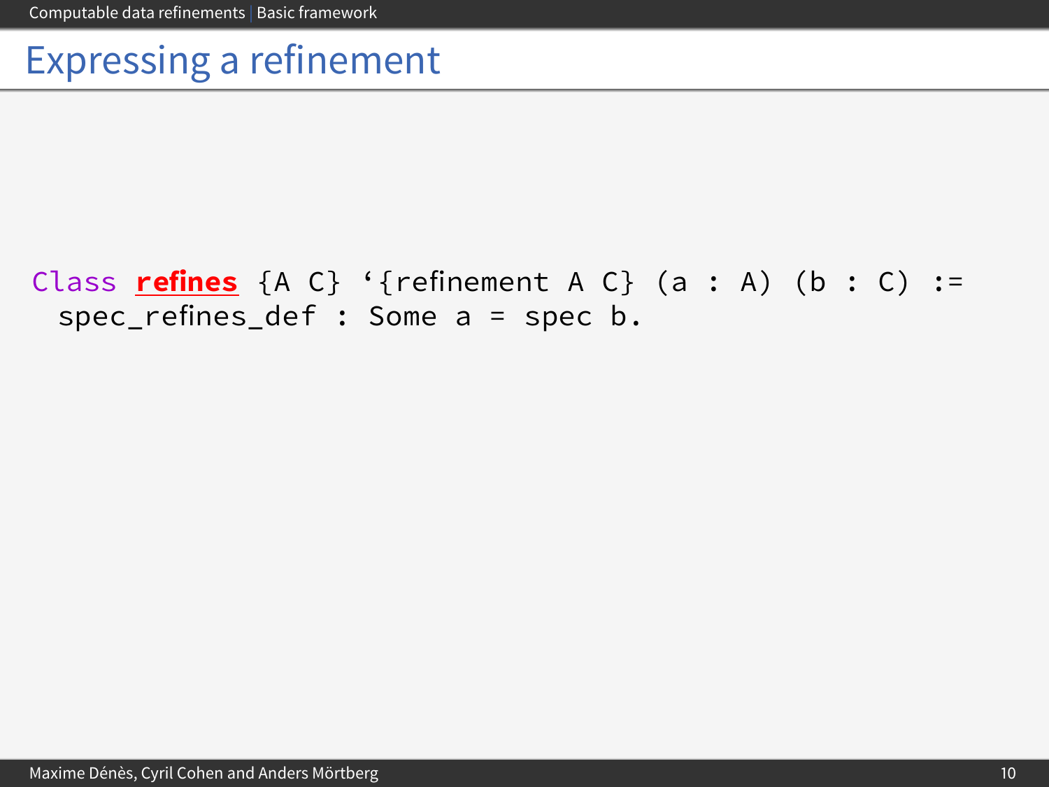# Expressing a refinement

```
Class refines {A C} `{refinement A C} (a : A) (b : C) :=
  spec_refines_def : Some a = spec b.
```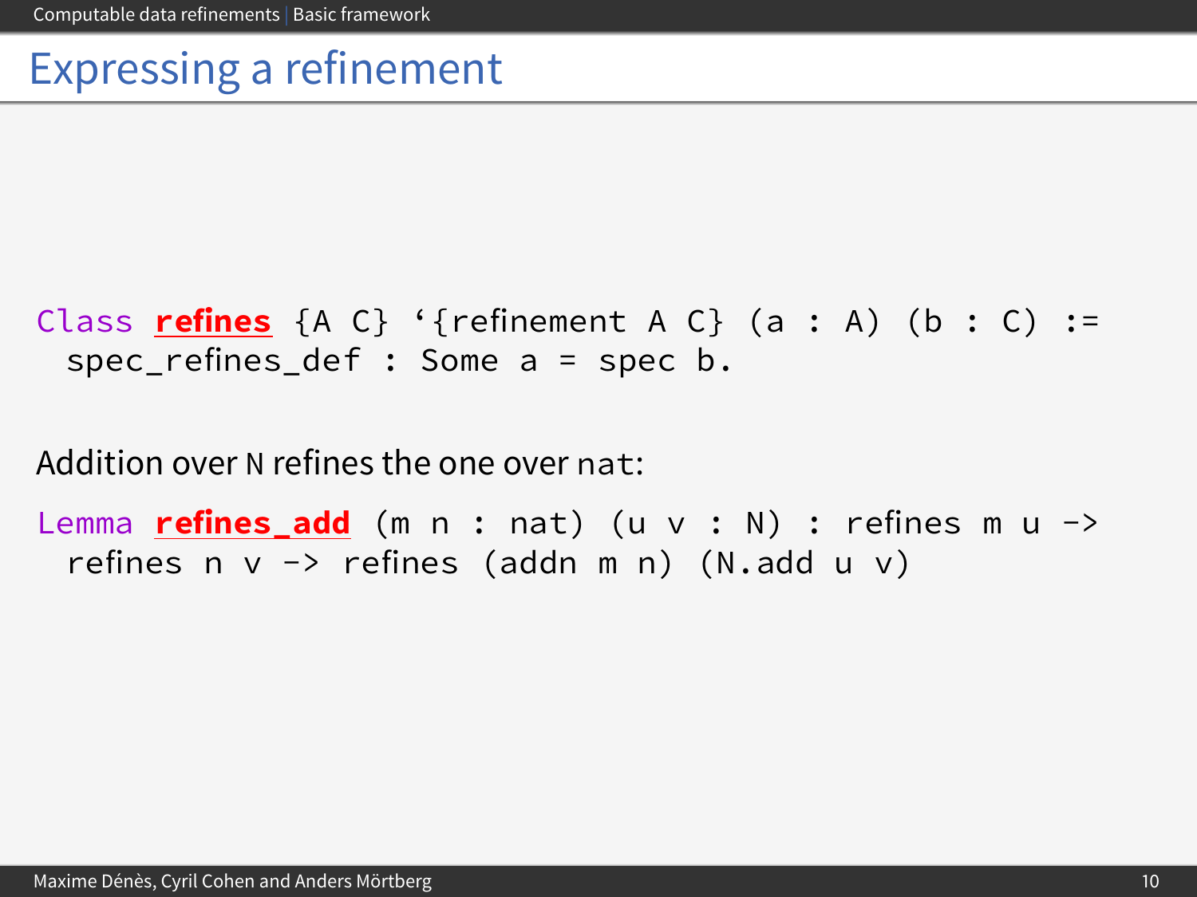# Expressing a refinement

```
Class refines {A C} `{refinement A C} (a : A) (b : C) :=
  spec_refines_def : Some a = spec b.
```

Addition over `N` refines the one over `nat`:

```
Lemma refines_add (m n : nat) (u v : N) : refines m u ->
  refines n v -> refines (addn m n) (N.add u v)
```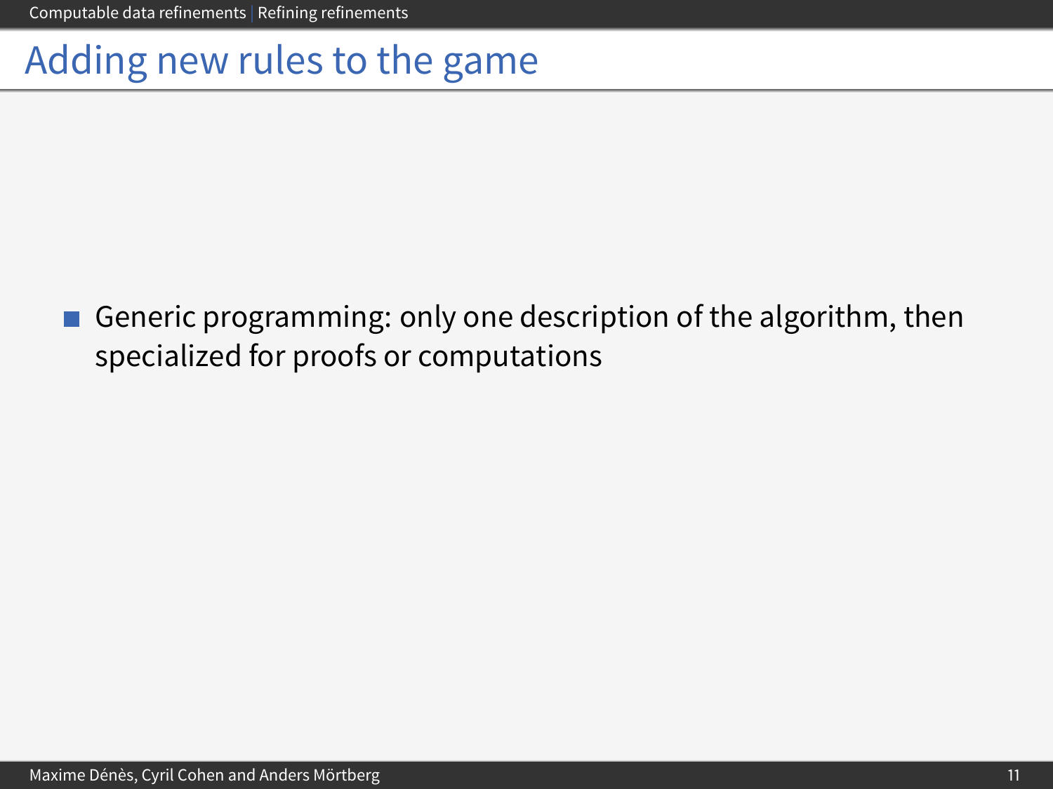# Adding new rules to the game

- Generic programming: only one description of the algorithm, then specialized for proofs or computations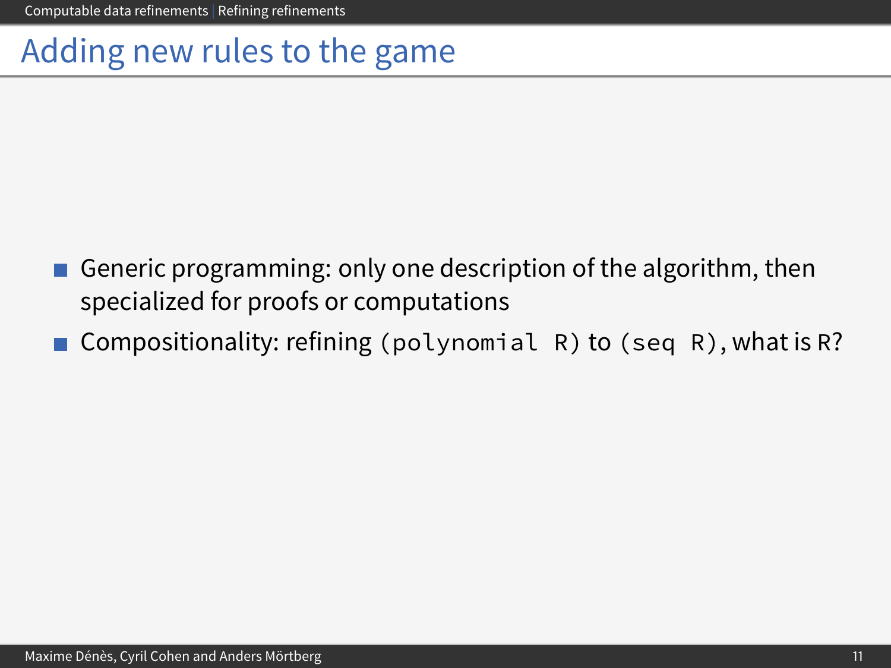# Adding new rules to the game

- Generic programming: only one description of the algorithm, then specialized for proofs or computations
- Compositionality: refining `(polynomial R)` to `(seq R)`, what is `R`?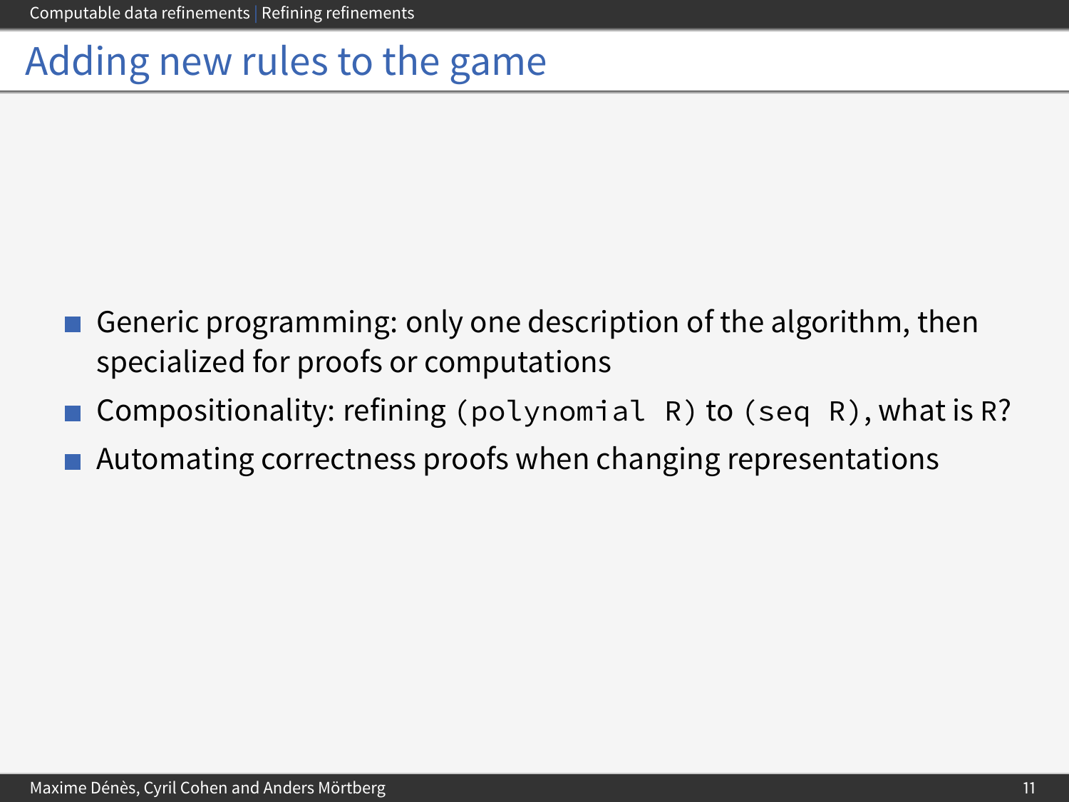# Adding new rules to the game

- Generic programming: only one description of the algorithm, then specialized for proofs or computations
- Compositionality: refining `(polynomial R)` to `(seq R)`, what is `R`?
- Automating correctness proofs when changing representations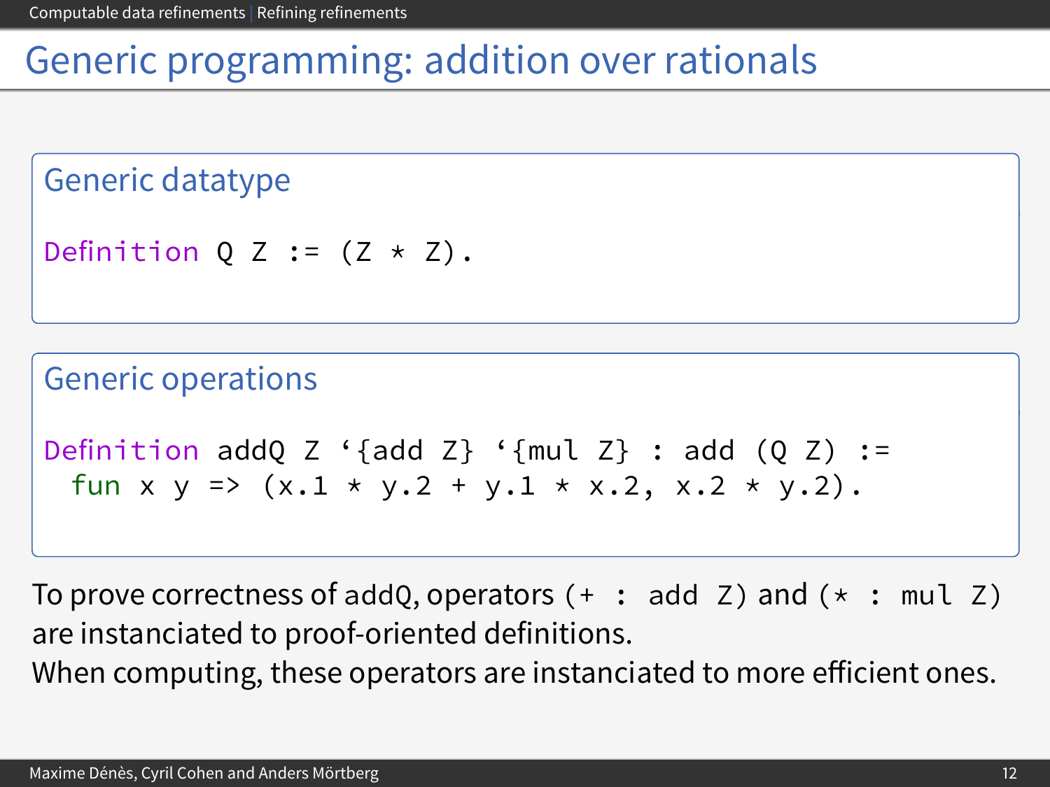# Generic programming: addition over rationals

## Generic datatype

```
Definition Q Z := (Z * Z).
```

## Generic operations

```
Definition addQ Z ‘{add Z} ‘{mul Z} : add (Q Z) :=
  fun x y => (x.1 * y.2 + y.1 * x.2, x.2 * y.2).
```

To prove correctness of `addQ`, operators `(+ : add Z)` and `(* : mul Z)` are instanciated to proof-oriented definitions.
When computing, these operators are instanciated to more efficient ones.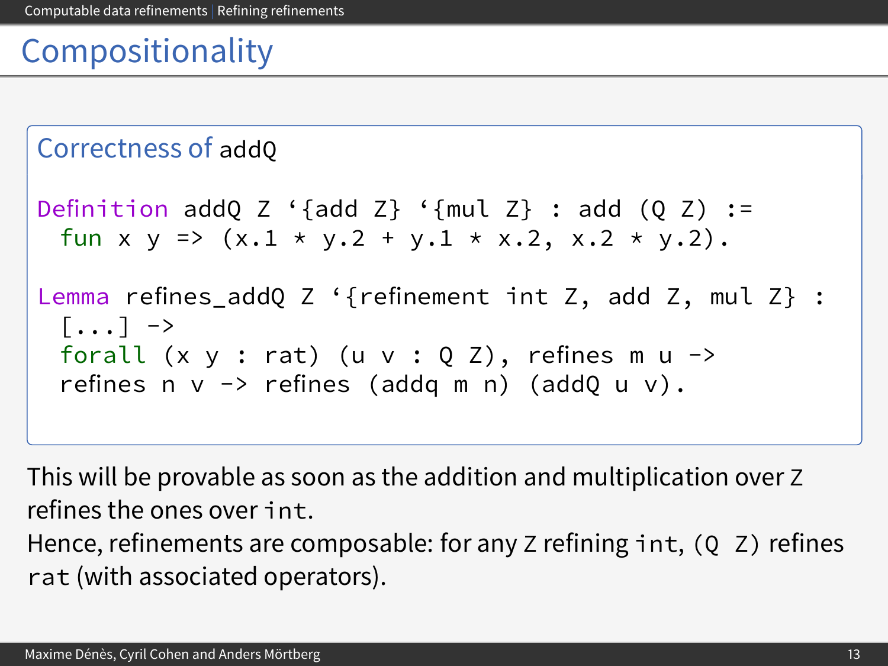# Compositionality

## Correctness of addQ

```
Definition addQ Z ‘{add Z} ‘{mul Z} : add (Q Z) :=
  fun x y => (x.1 * y.2 + y.1 * x.2, x.2 * y.2).

Lemma refines_addQ Z ‘{refinement int Z, add Z, mul Z} :
  [...] ->
  forall (x y : rat) (u v : Q Z), refines m u ->
  refines n v -> refines (addq m n) (addQ u v).
```

This will be provable as soon as the addition and multiplication over Z refines the ones over `int`.

Hence, refinements are composable: for any Z refining `int`, `(Q Z)` refines `rat` (with associated operators).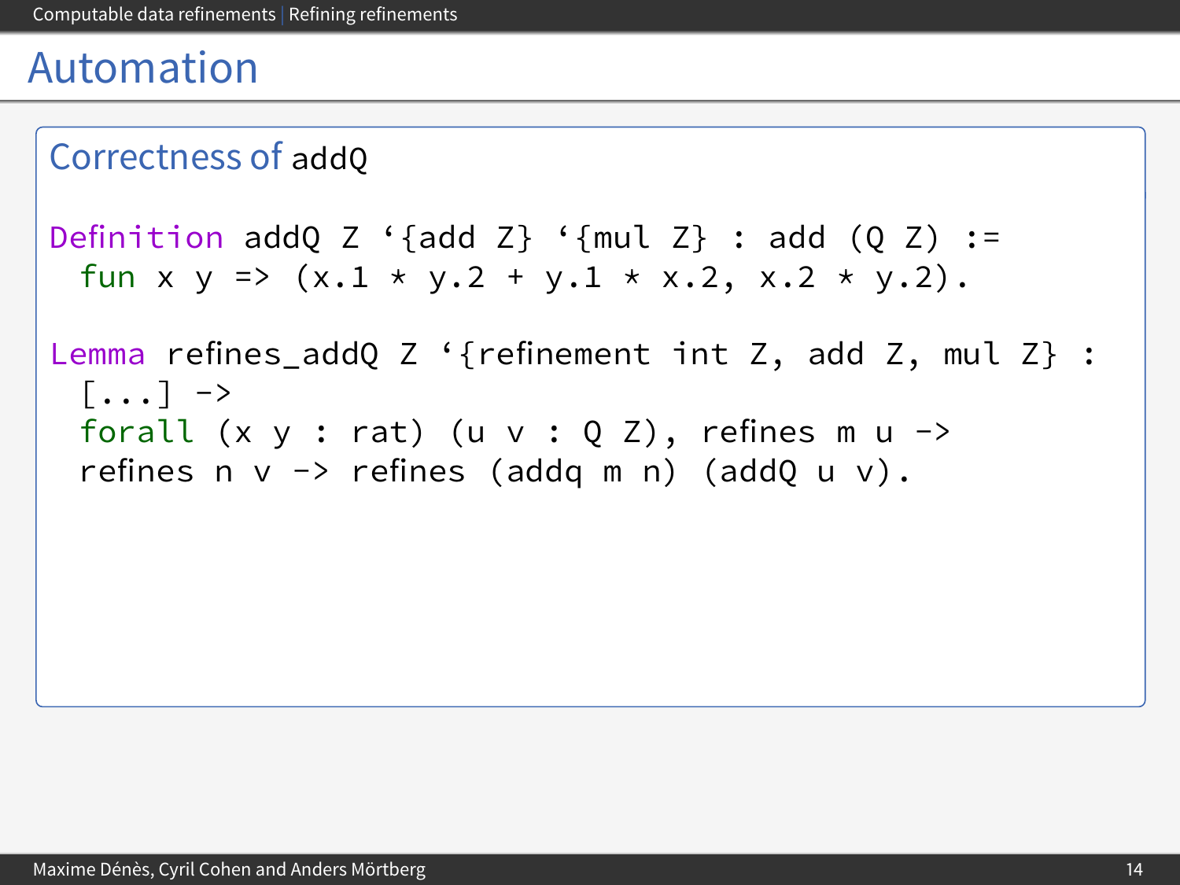# Automation

## Correctness of addQ

```
Definition addQ Z ‘{add Z} ‘{mul Z} : add (Q Z) :=
  fun x y => (x.1 * y.2 + y.1 * x.2, x.2 * y.2).

Lemma refines_addQ Z ‘{refinement int Z, add Z, mul Z} :
  [...] ->
  forall (x y : rat) (u v : Q Z), refines m u ->
  refines n v -> refines (addq m n) (addQ u v).
```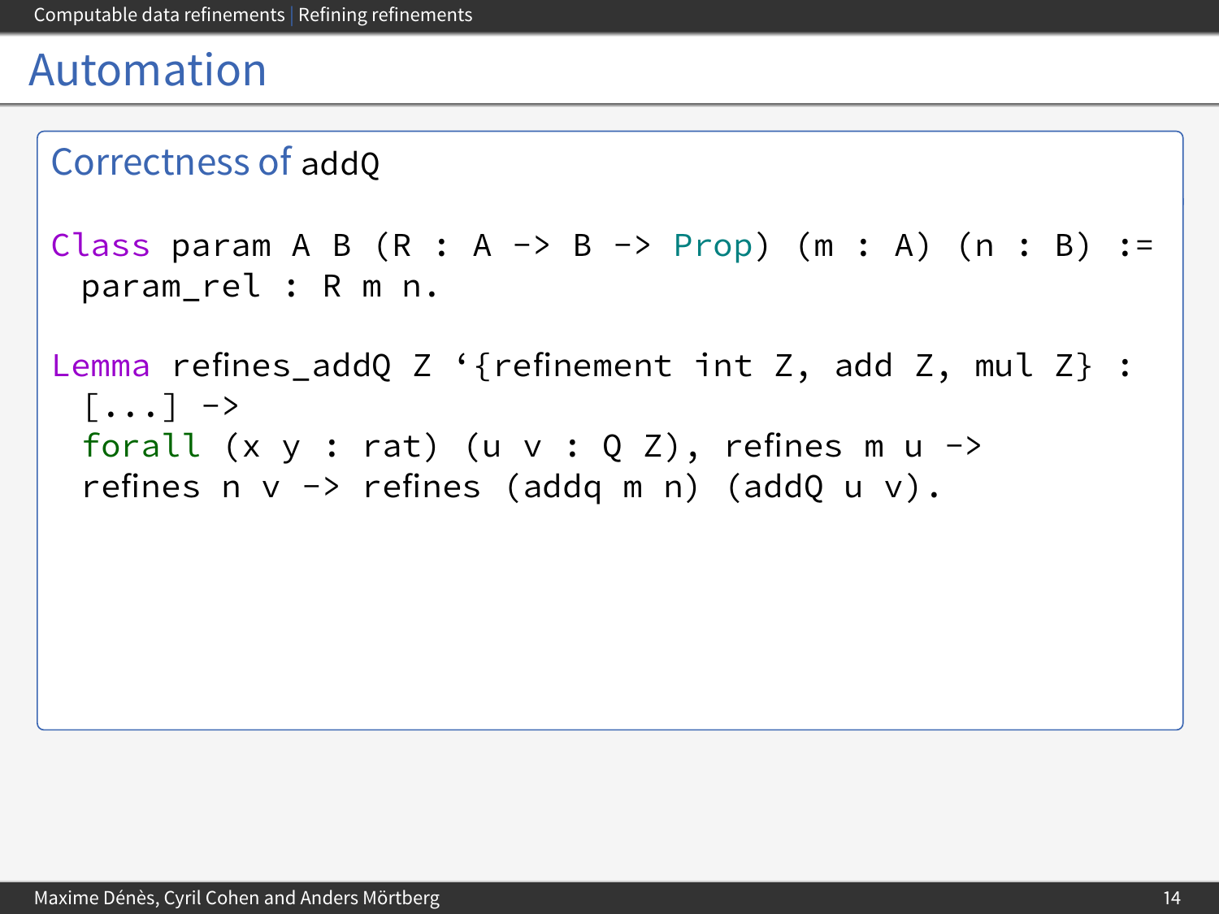# Automation

## Correctness of addQ

```
Class param A B (R : A -> B -> Prop) (m : A) (n : B) :=
  param_rel : R m n.

Lemma refines_addQ Z ‘{refinement int Z, add Z, mul Z} :
  [...] ->
  forall (x y : rat) (u v : Q Z), refines m u ->
  refines n v -> refines (addq m n) (addQ u v).
```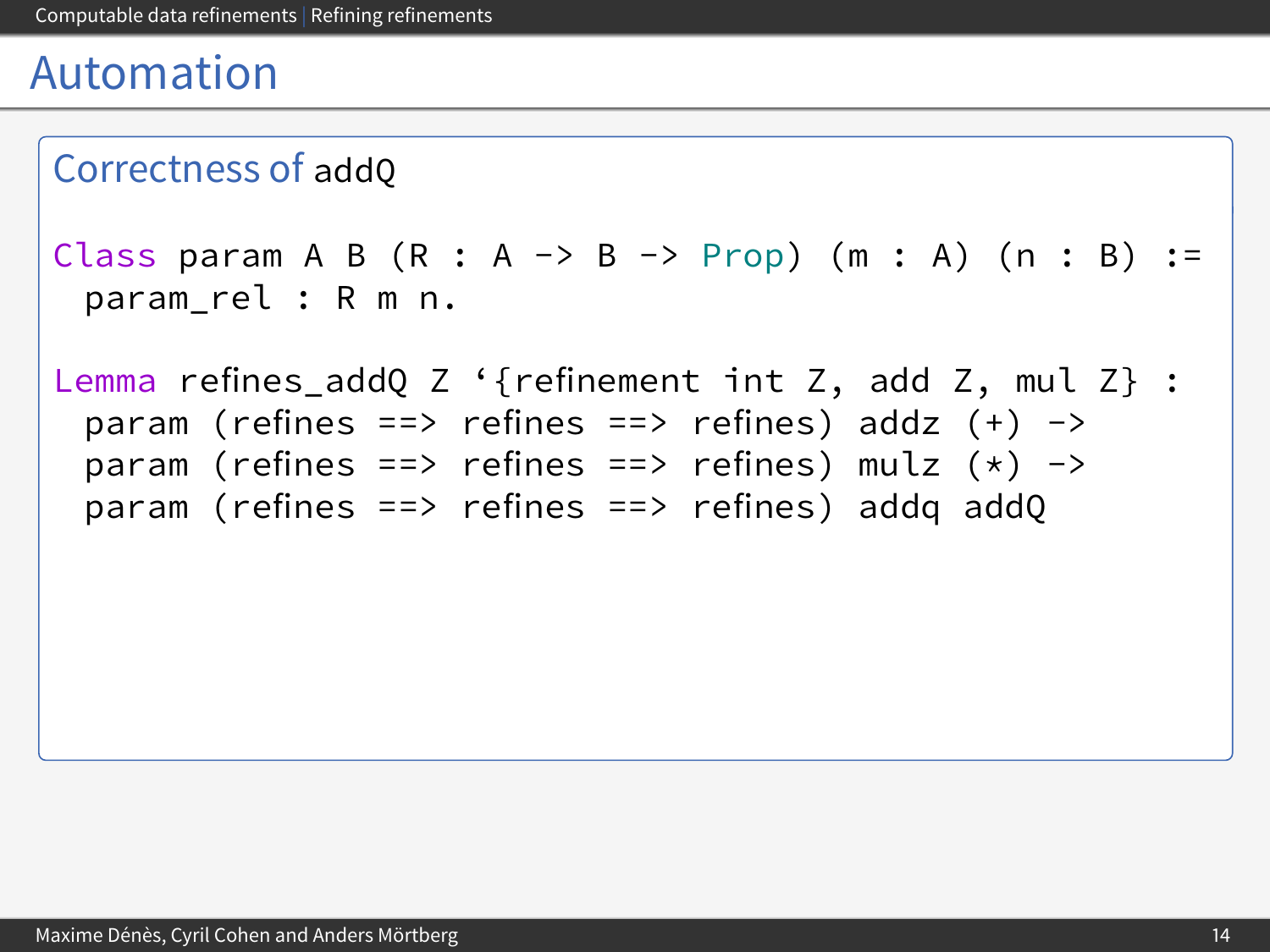# Automation

## Correctness of addQ

```
Class param A B (R : A -> B -> Prop) (m : A) (n : B) :=
  param_rel : R m n.

Lemma refines_addQ Z ‘{refinement int Z, add Z, mul Z} :
  param (refines ==> refines ==> refines) addz (+) ->
  param (refines ==> refines ==> refines) mulz (*) ->
  param (refines ==> refines ==> refines) addq addQ
```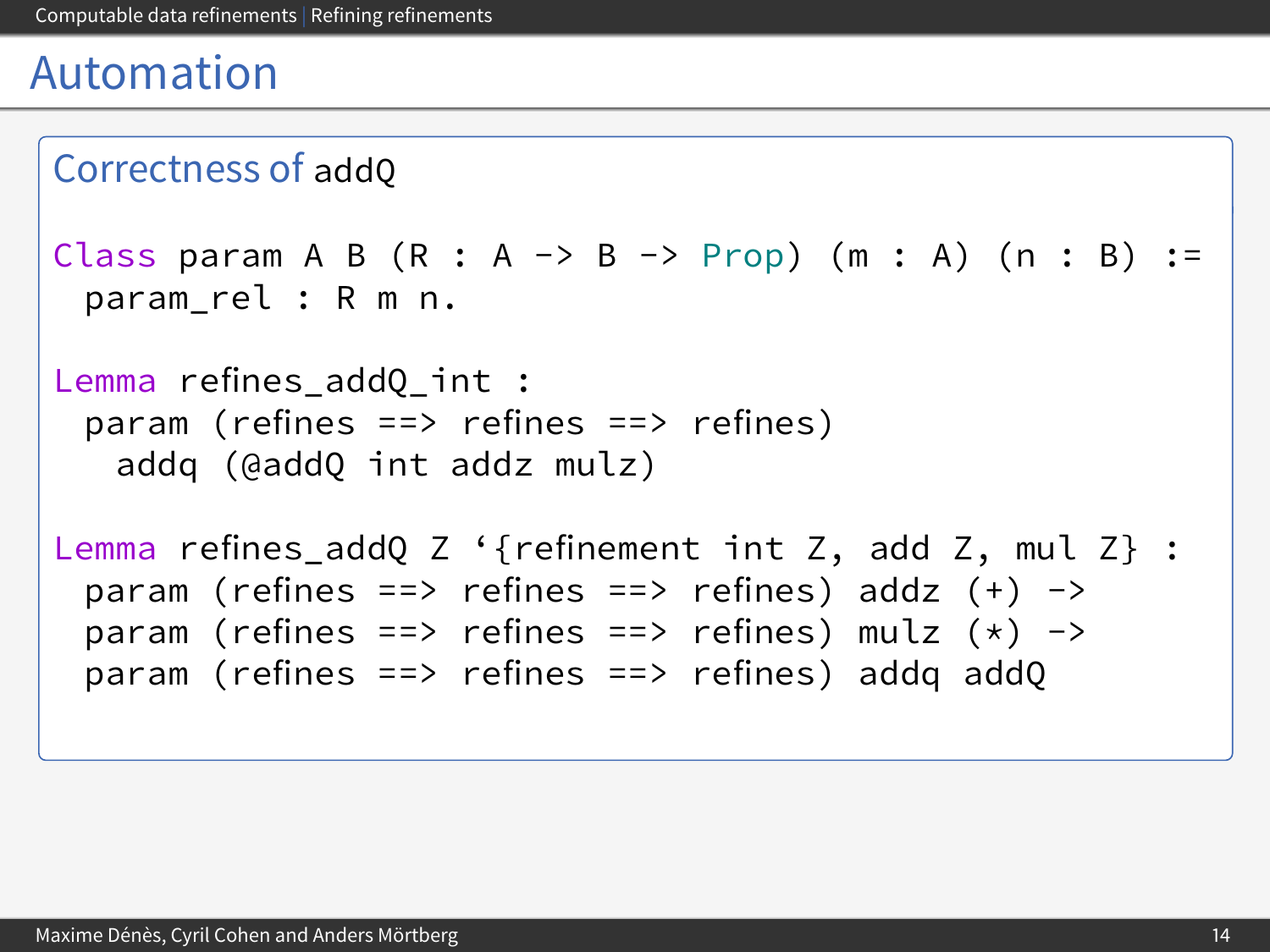# Automation

### Correctness of addQ

```
Class param A B (R : A -> B -> Prop) (m : A) (n : B) :=
  param_rel : R m n.

Lemma refines_addQ_int :
  param (refines ==> refines ==> refines)
    addq (@addQ int addz mulz)

Lemma refines_addQ Z `{refinement int Z, add Z, mul Z} :
  param (refines ==> refines ==> refines) addz (+) ->
  param (refines ==> refines ==> refines) mulz (*) ->
  param (refines ==> refines ==> refines) addq addQ
```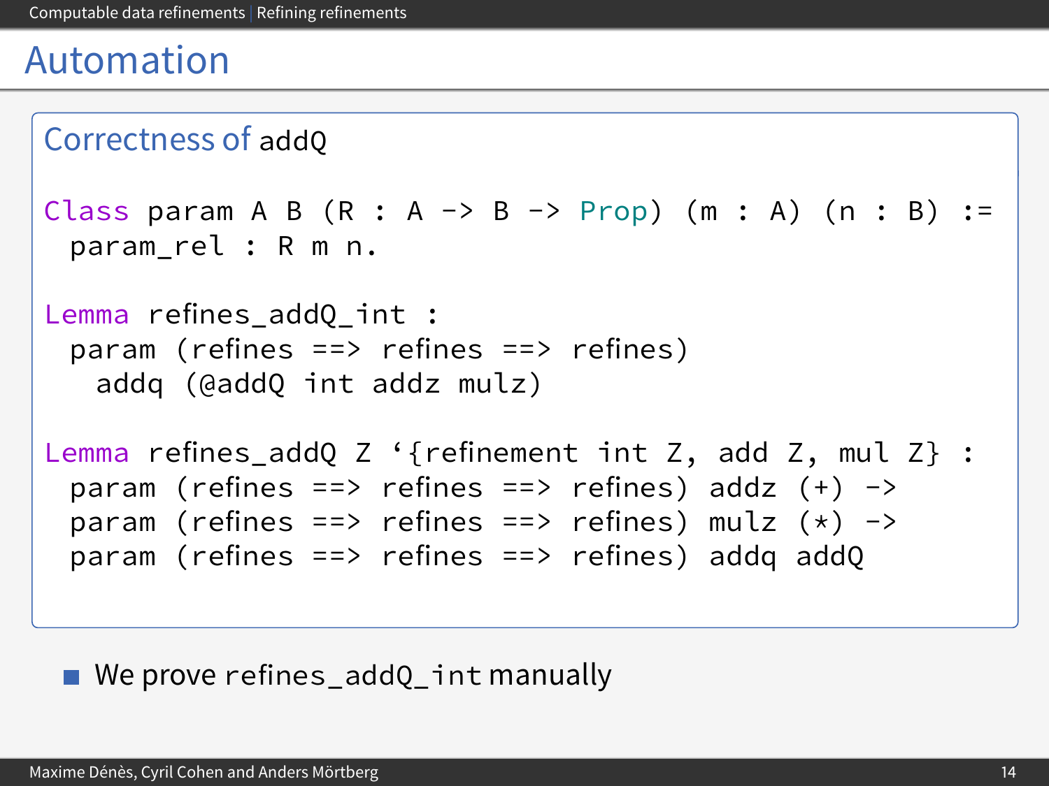# Automation

### Correctness of addQ

```
Class param A B (R : A -> B -> Prop) (m : A) (n : B) :=
  param_rel : R m n.

Lemma refines_addQ_int :
  param (refines ==> refines ==> refines)
    addq (@addQ int addz mulz)

Lemma refines_addQ Z `{refinement int Z, add Z, mul Z} :
  param (refines ==> refines ==> refines) addz (+) ->
  param (refines ==> refines ==> refines) mulz (*) ->
  param (refines ==> refines ==> refines) addq addQ
```

- We prove `refines_addQ_int` manually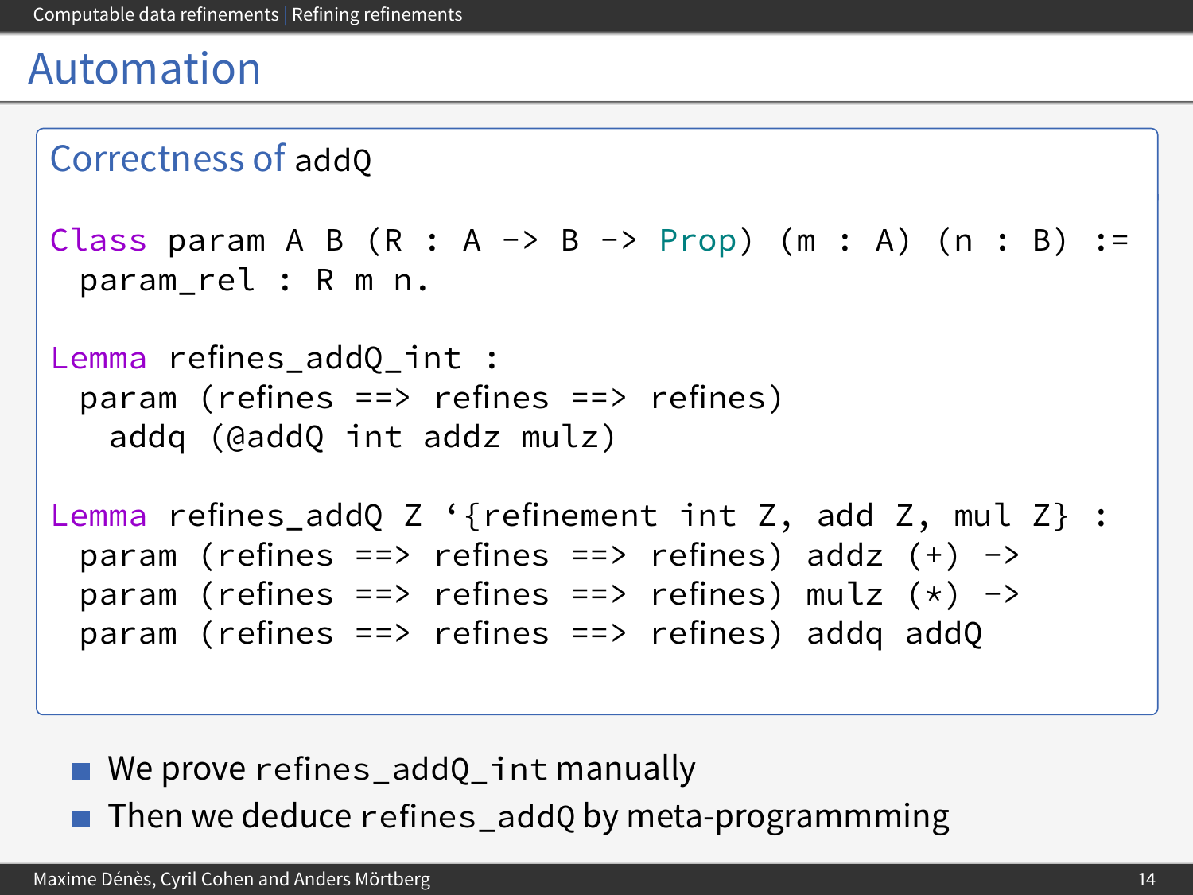# Automation

### Correctness of addQ

```
Class param A B (R : A -> B -> Prop) (m : A) (n : B) :=
  param_rel : R m n.

Lemma refines_addQ_int :
  param (refines ==> refines ==> refines)
    addq (@addQ int addz mulz)

Lemma refines_addQ Z `{refinement int Z, add Z, mul Z} :
  param (refines ==> refines ==> refines) addz (+) ->
  param (refines ==> refines ==> refines) mulz (*) ->
  param (refines ==> refines ==> refines) addq addQ
```

- We prove `refines_addQ_int` manually
- Then we deduce `refines_addQ` by meta-programmming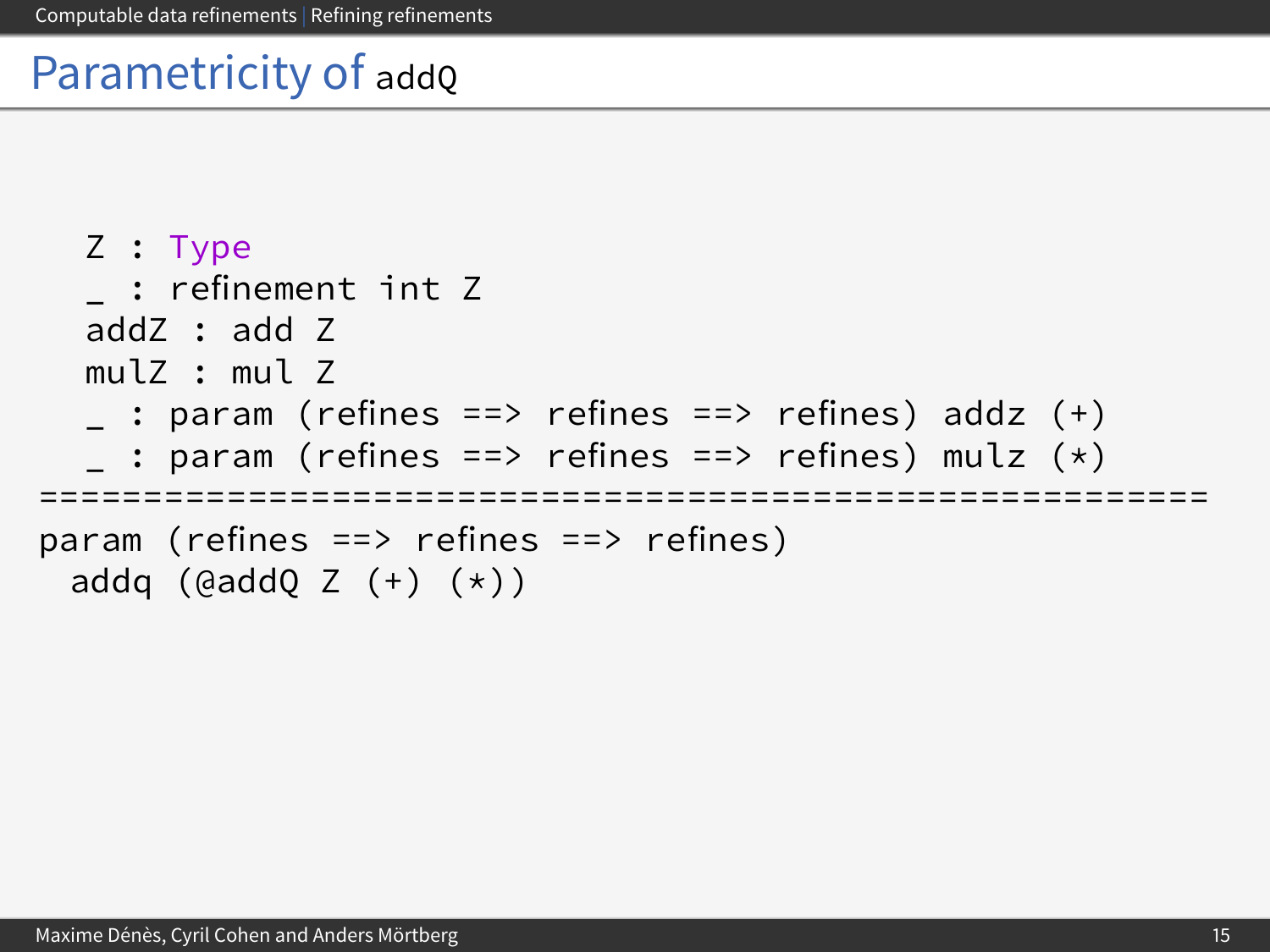# Parametricity of `addQ`

```
  Z : Type
  _ : refinement int Z
  addZ : add Z
  mulZ : mul Z
  _ : param (refines ==> refines ==> refines) addz (+)
  _ : param (refines ==> refines ==> refines) mulz (*)
=====================================================
param (refines ==> refines ==> refines)
  addq (@addQ Z (+) (*))
```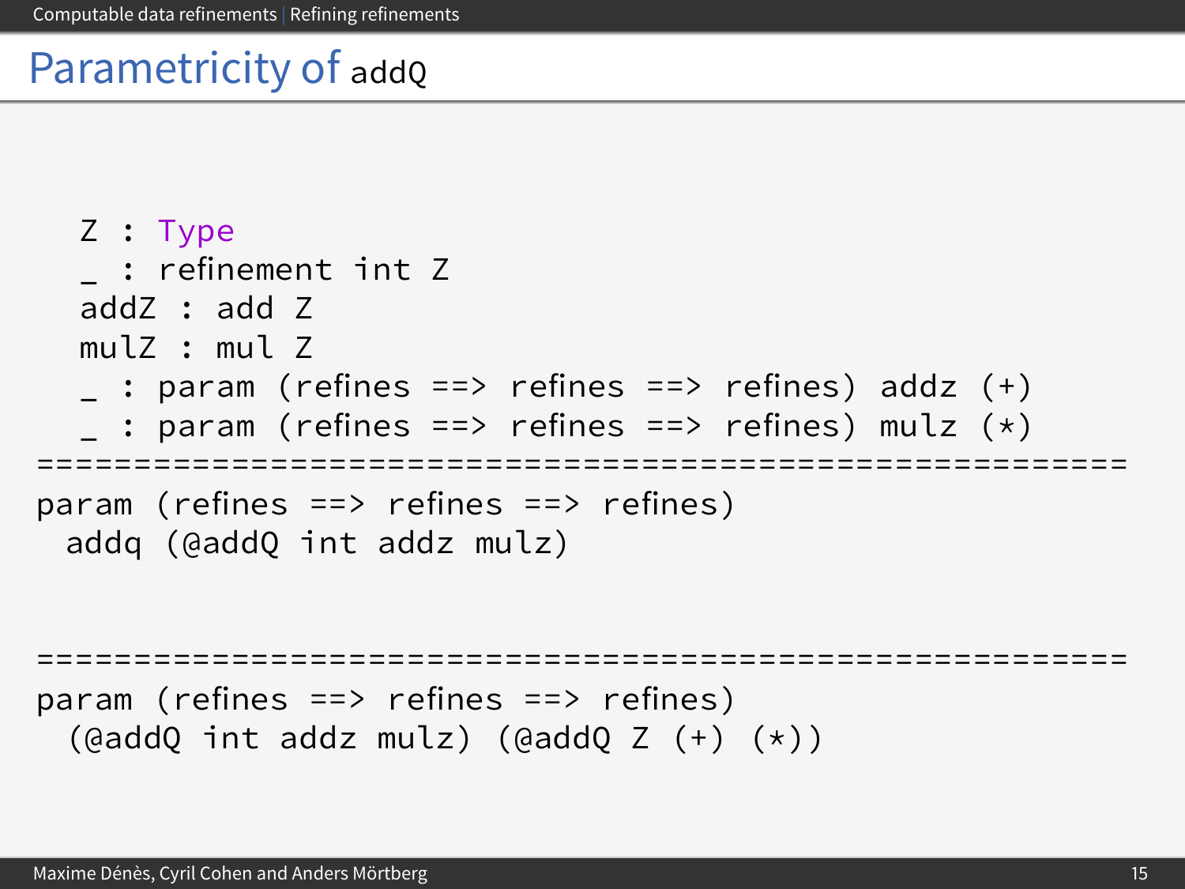# Parametricity of addQ

```
   Z : Type
   _ : refinement int Z
   addZ : add Z
   mulZ : mul Z
   _ : param (refines ==> refines ==> refines) addz (+)
   _ : param (refines ==> refines ==> refines) mulz (*)
=========================================================
param (refines ==> refines ==> refines)
  addq (@addQ int addz mulz)


=========================================================
param (refines ==> refines ==> refines)
  (@addQ int addz mulz) (@addQ Z (+) (*))
```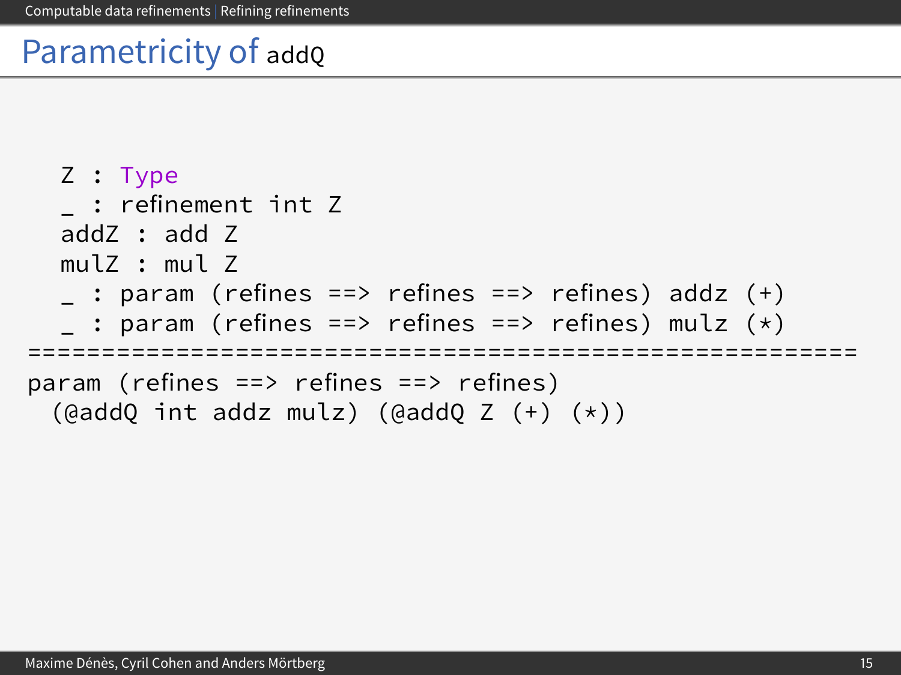# Parametricity of `addQ`

```
   Z : Type
   _ : refinement int Z
   addZ : add Z
   mulZ : mul Z
   _ : param (refines ==> refines ==> refines) addz (+)
   _ : param (refines ==> refines ==> refines) mulz (*)
========================================================
param (refines ==> refines ==> refines)
  (@addQ int addz mulz) (@addQ Z (+) (*))
```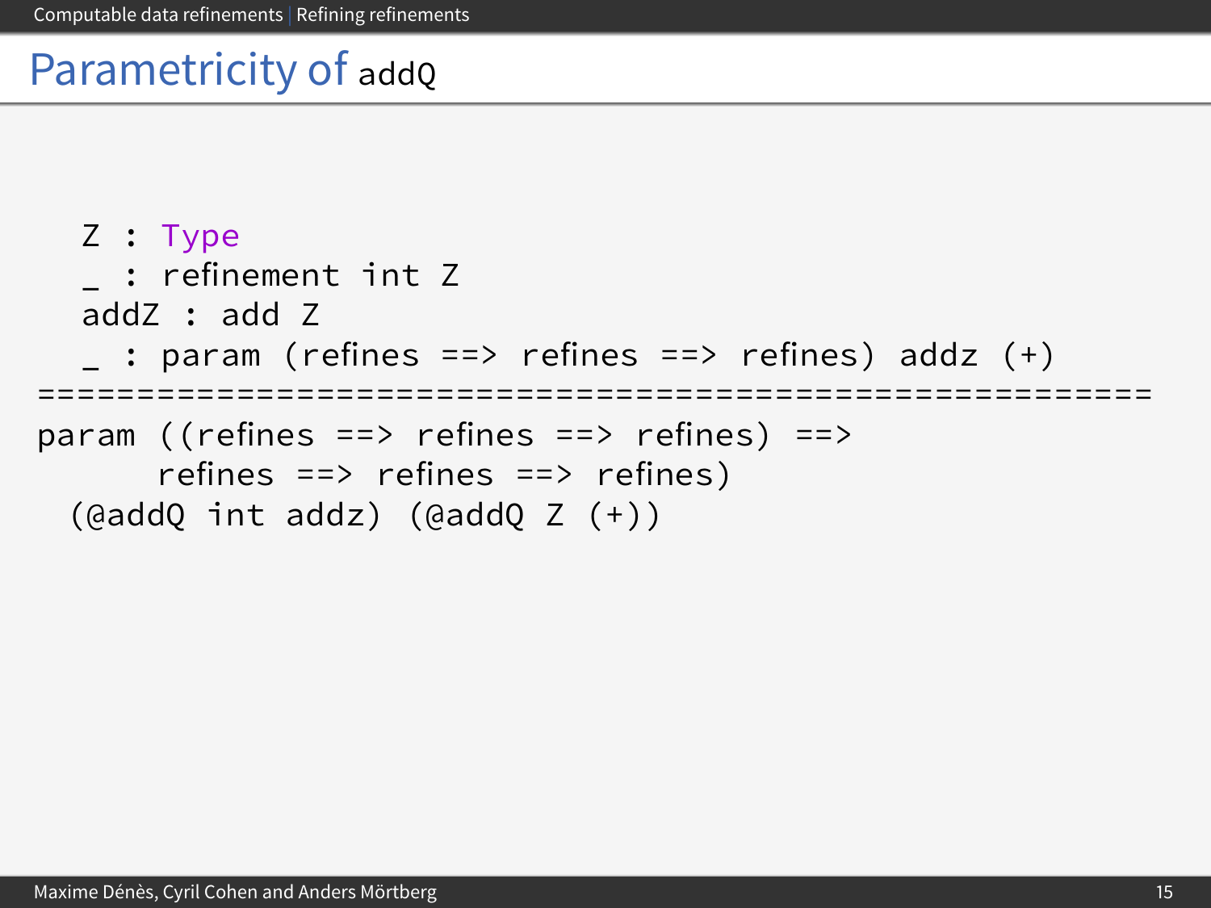# Parametricity of addQ

```
  Z : Type
  _ : refinement int Z
  addZ : add Z
  _ : param (refines ==> refines ==> refines) addz (+)
========================================================
param ((refines ==> refines ==> refines) ==>
      refines ==> refines ==> refines)
  (@addQ int addz) (@addQ Z (+))
```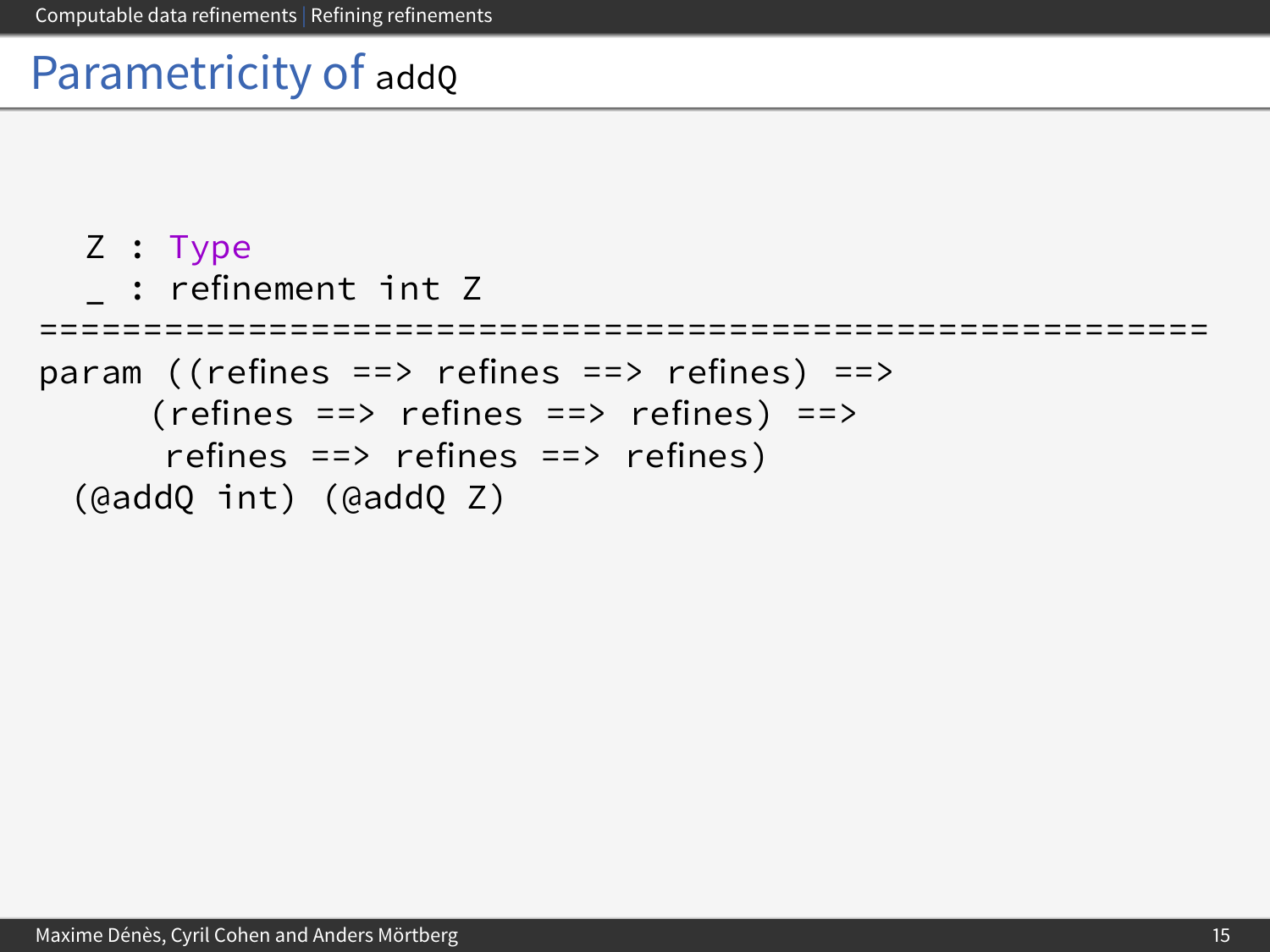# Parametricity of addQ

```
  Z : Type
  _ : refinement int Z
========================================================
param ((refines ==> refines ==> refines) ==>
      (refines ==> refines ==> refines) ==>
       refines ==> refines ==> refines)
  (@addQ int) (@addQ Z)
```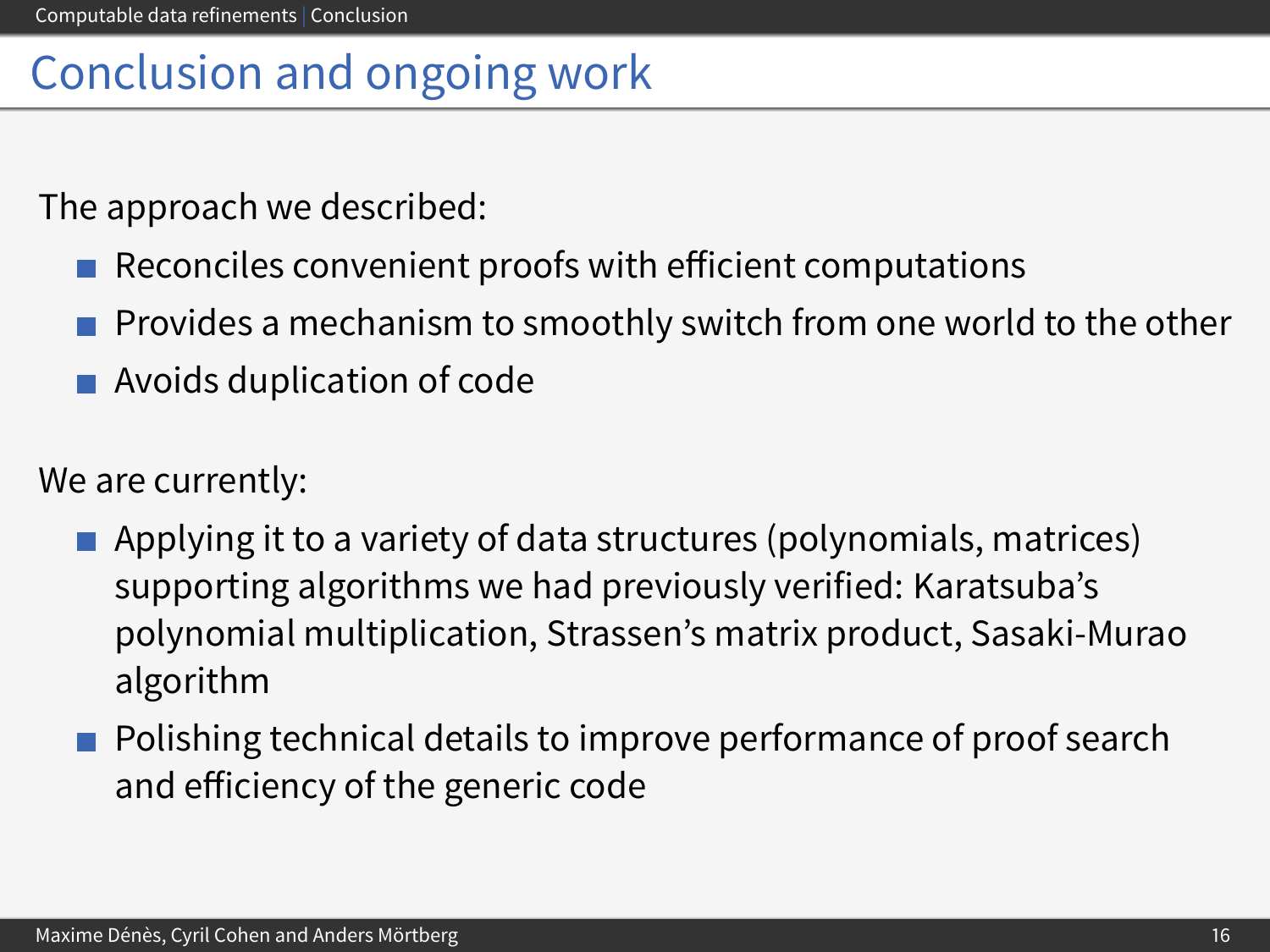# Conclusion and ongoing work

The approach we described:

- Reconciles convenient proofs with efficient computations
- Provides a mechanism to smoothly switch from one world to the other
- Avoids duplication of code

We are currently:

- Applying it to a variety of data structures (polynomials, matrices) supporting algorithms we had previously verified: Karatsuba's polynomial multiplication, Strassen's matrix product, Sasaki-Murao algorithm
- Polishing technical details to improve performance of proof search and efficiency of the generic code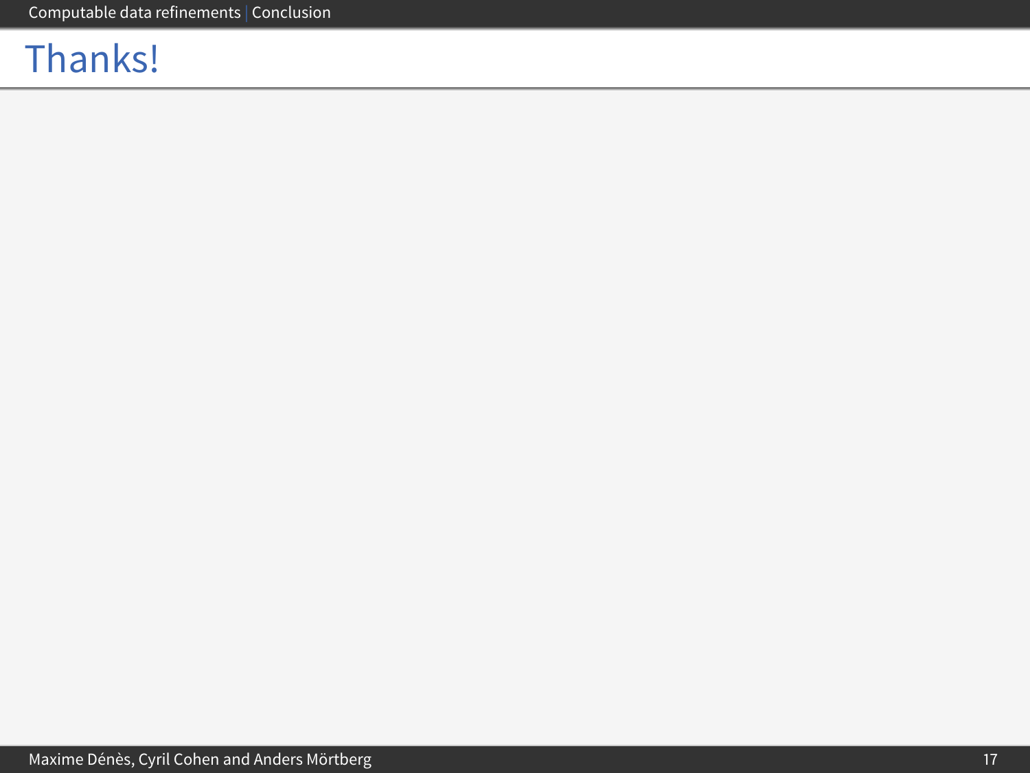# Thanks!